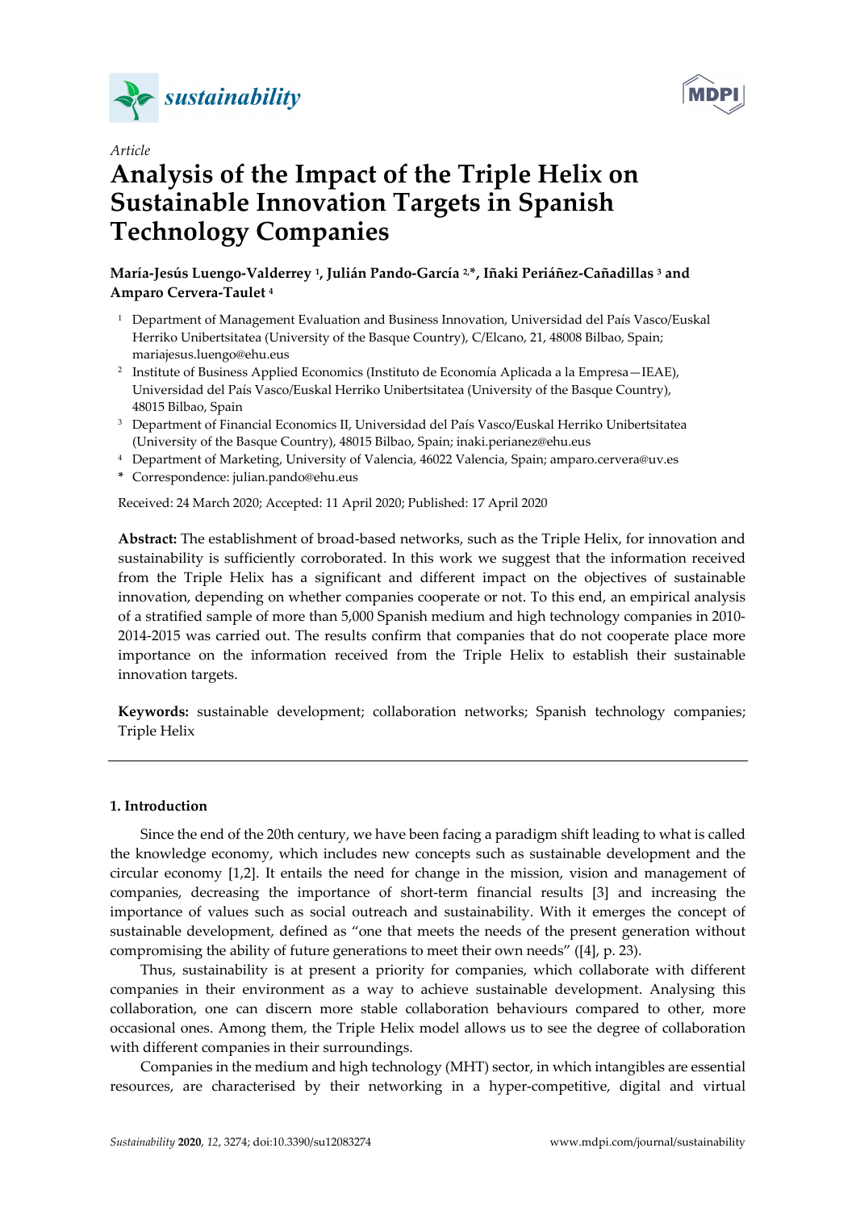*Article*

# Analysis of the Impact of the Triple Helix on Sustainable Innovation Targets in Spanish Technology Companies

**María-Jesús Luengo-Valderrey [1], Julián Pando-García [2,*], Iñaki Periáñez-Cañadillas [3] and Amparo Cervera-Taulet [4]**

[1] Department of Management Evaluation and Business Innovation, Universidad del País Vasco/Euskal Herriko Unibertsitatea (University of the Basque Country), C/Elcano, 21, 48008 Bilbao, Spain; mariajesus.luengo@ehu.eus

[2] Institute of Business Applied Economics (Instituto de Economía Aplicada a la Empresa—IEAE), Universidad del País Vasco/Euskal Herriko Unibertsitatea (University of the Basque Country), 48015 Bilbao, Spain

[3] Department of Financial Economics II, Universidad del País Vasco/Euskal Herriko Unibertsitatea (University of the Basque Country), 48015 Bilbao, Spain; inaki.perianez@ehu.eus

[4] Department of Marketing, University of Valencia, 46022 Valencia, Spain; amparo.cervera@uv.es

* Correspondence: julian.pando@ehu.eus

Received: 24 March 2020; Accepted: 11 April 2020; Published: 17 April 2020

**Abstract:** The establishment of broad-based networks, such as the Triple Helix, for innovation and sustainability is sufficiently corroborated. In this work we suggest that the information received from the Triple Helix has a significant and different impact on the objectives of sustainable innovation, depending on whether companies cooperate or not. To this end, an empirical analysis of a stratified sample of more than 5,000 Spanish medium and high technology companies in 2010-2014-2015 was carried out. The results confirm that companies that do not cooperate place more importance on the information received from the Triple Helix to establish their sustainable innovation targets.

**Keywords:** sustainable development; collaboration networks; Spanish technology companies; Triple Helix

## 1. Introduction

Since the end of the 20th century, we have been facing a paradigm shift leading to what is called the knowledge economy, which includes new concepts such as sustainable development and the circular economy [1,2]. It entails the need for change in the mission, vision and management of companies, decreasing the importance of short-term financial results [3] and increasing the importance of values such as social outreach and sustainability. With it emerges the concept of sustainable development, defined as "one that meets the needs of the present generation without compromising the ability of future generations to meet their own needs" ([4], p. 23).

Thus, sustainability is at present a priority for companies, which collaborate with different companies in their environment as a way to achieve sustainable development. Analysing this collaboration, one can discern more stable collaboration behaviours compared to other, more occasional ones. Among them, the Triple Helix model allows us to see the degree of collaboration with different companies in their surroundings.

Companies in the medium and high technology (MHT) sector, in which intangibles are essential resources, are characterised by their networking in a hyper-competitive, digital and virtual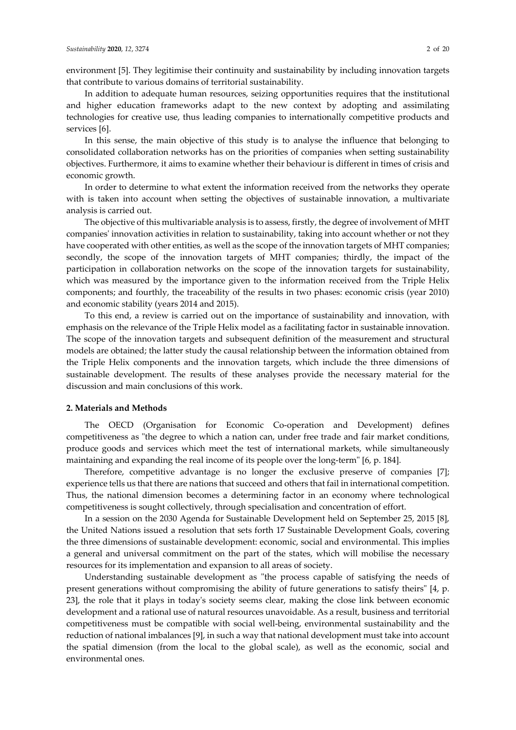environment [5]. They legitimise their continuity and sustainability by including innovation targets that contribute to various domains of territorial sustainability.

In addition to adequate human resources, seizing opportunities requires that the institutional and higher education frameworks adapt to the new context by adopting and assimilating technologies for creative use, thus leading companies to internationally competitive products and services [6].

In this sense, the main objective of this study is to analyse the influence that belonging to consolidated collaboration networks has on the priorities of companies when setting sustainability objectives. Furthermore, it aims to examine whether their behaviour is different in times of crisis and economic growth.

In order to determine to what extent the information received from the networks they operate with is taken into account when setting the objectives of sustainable innovation, a multivariate analysis is carried out.

The objective of this multivariable analysis is to assess, firstly, the degree of involvement of MHT companies' innovation activities in relation to sustainability, taking into account whether or not they have cooperated with other entities, as well as the scope of the innovation targets of MHT companies; secondly, the scope of the innovation targets of MHT companies; thirdly, the impact of the participation in collaboration networks on the scope of the innovation targets for sustainability, which was measured by the importance given to the information received from the Triple Helix components; and fourthly, the traceability of the results in two phases: economic crisis (year 2010) and economic stability (years 2014 and 2015).

To this end, a review is carried out on the importance of sustainability and innovation, with emphasis on the relevance of the Triple Helix model as a facilitating factor in sustainable innovation. The scope of the innovation targets and subsequent definition of the measurement and structural models are obtained; the latter study the causal relationship between the information obtained from the Triple Helix components and the innovation targets, which include the three dimensions of sustainable development. The results of these analyses provide the necessary material for the discussion and main conclusions of this work.

## 2. Materials and Methods

The OECD (Organisation for Economic Co-operation and Development) defines competitiveness as "the degree to which a nation can, under free trade and fair market conditions, produce goods and services which meet the test of international markets, while simultaneously maintaining and expanding the real income of its people over the long-term" [6, p. 184].

Therefore, competitive advantage is no longer the exclusive preserve of companies [7]; experience tells us that there are nations that succeed and others that fail in international competition. Thus, the national dimension becomes a determining factor in an economy where technological competitiveness is sought collectively, through specialisation and concentration of effort.

In a session on the 2030 Agenda for Sustainable Development held on September 25, 2015 [8], the United Nations issued a resolution that sets forth 17 Sustainable Development Goals, covering the three dimensions of sustainable development: economic, social and environmental. This implies a general and universal commitment on the part of the states, which will mobilise the necessary resources for its implementation and expansion to all areas of society.

Understanding sustainable development as "the process capable of satisfying the needs of present generations without compromising the ability of future generations to satisfy theirs" [4, p. 23], the role that it plays in today's society seems clear, making the close link between economic development and a rational use of natural resources unavoidable. As a result, business and territorial competitiveness must be compatible with social well-being, environmental sustainability and the reduction of national imbalances [9], in such a way that national development must take into account the spatial dimension (from the local to the global scale), as well as the economic, social and environmental ones.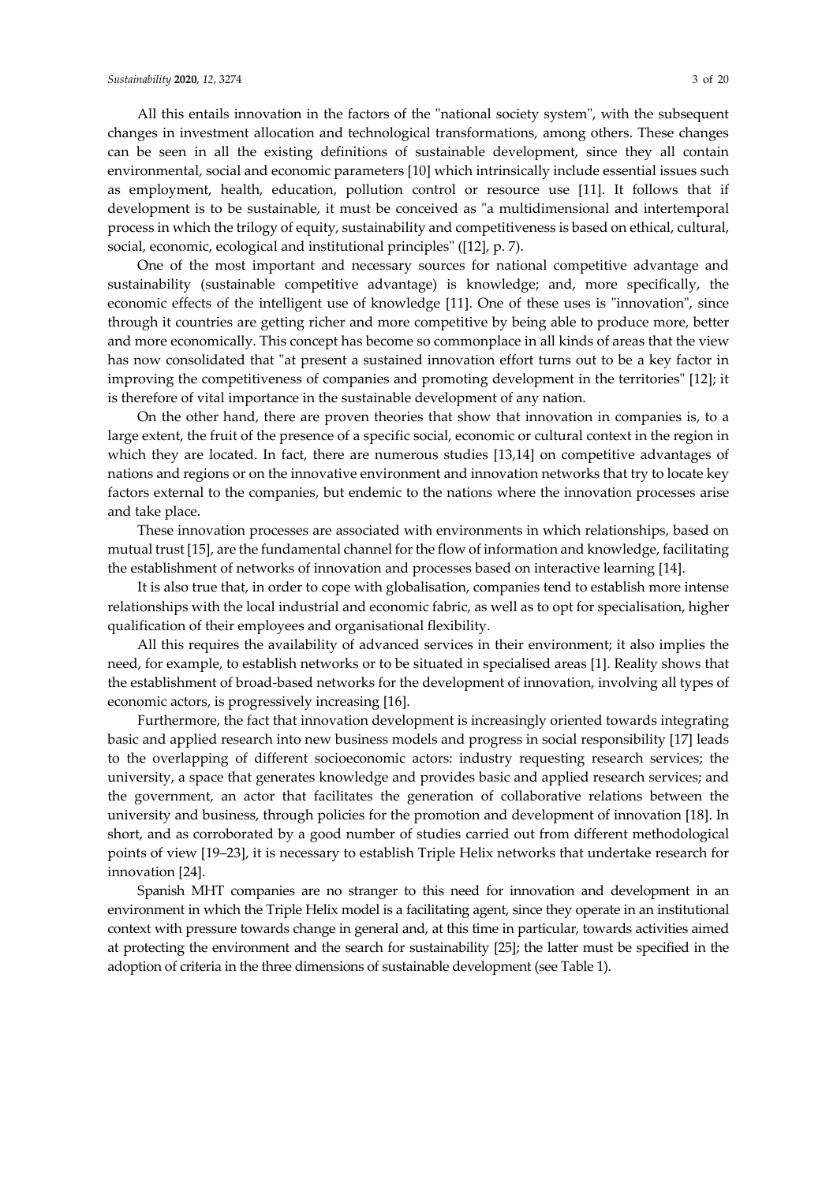All this entails innovation in the factors of the "national society system", with the subsequent changes in investment allocation and technological transformations, among others. These changes can be seen in all the existing definitions of sustainable development, since they all contain environmental, social and economic parameters [10] which intrinsically include essential issues such as employment, health, education, pollution control or resource use [11]. It follows that if development is to be sustainable, it must be conceived as "a multidimensional and intertemporal process in which the trilogy of equity, sustainability and competitiveness is based on ethical, cultural, social, economic, ecological and institutional principles" ([12], p. 7).

One of the most important and necessary sources for national competitive advantage and sustainability (sustainable competitive advantage) is knowledge; and, more specifically, the economic effects of the intelligent use of knowledge [11]. One of these uses is "innovation", since through it countries are getting richer and more competitive by being able to produce more, better and more economically. This concept has become so commonplace in all kinds of areas that the view has now consolidated that "at present a sustained innovation effort turns out to be a key factor in improving the competitiveness of companies and promoting development in the territories" [12]; it is therefore of vital importance in the sustainable development of any nation.

On the other hand, there are proven theories that show that innovation in companies is, to a large extent, the fruit of the presence of a specific social, economic or cultural context in the region in which they are located. In fact, there are numerous studies [13,14] on competitive advantages of nations and regions or on the innovative environment and innovation networks that try to locate key factors external to the companies, but endemic to the nations where the innovation processes arise and take place.

These innovation processes are associated with environments in which relationships, based on mutual trust [15], are the fundamental channel for the flow of information and knowledge, facilitating the establishment of networks of innovation and processes based on interactive learning [14].

It is also true that, in order to cope with globalisation, companies tend to establish more intense relationships with the local industrial and economic fabric, as well as to opt for specialisation, higher qualification of their employees and organisational flexibility.

All this requires the availability of advanced services in their environment; it also implies the need, for example, to establish networks or to be situated in specialised areas [1]. Reality shows that the establishment of broad-based networks for the development of innovation, involving all types of economic actors, is progressively increasing [16].

Furthermore, the fact that innovation development is increasingly oriented towards integrating basic and applied research into new business models and progress in social responsibility [17] leads to the overlapping of different socioeconomic actors: industry requesting research services; the university, a space that generates knowledge and provides basic and applied research services; and the government, an actor that facilitates the generation of collaborative relations between the university and business, through policies for the promotion and development of innovation [18]. In short, and as corroborated by a good number of studies carried out from different methodological points of view [19–23], it is necessary to establish Triple Helix networks that undertake research for innovation [24].

Spanish MHT companies are no stranger to this need for innovation and development in an environment in which the Triple Helix model is a facilitating agent, since they operate in an institutional context with pressure towards change in general and, at this time in particular, towards activities aimed at protecting the environment and the search for sustainability [25]; the latter must be specified in the adoption of criteria in the three dimensions of sustainable development (see Table 1).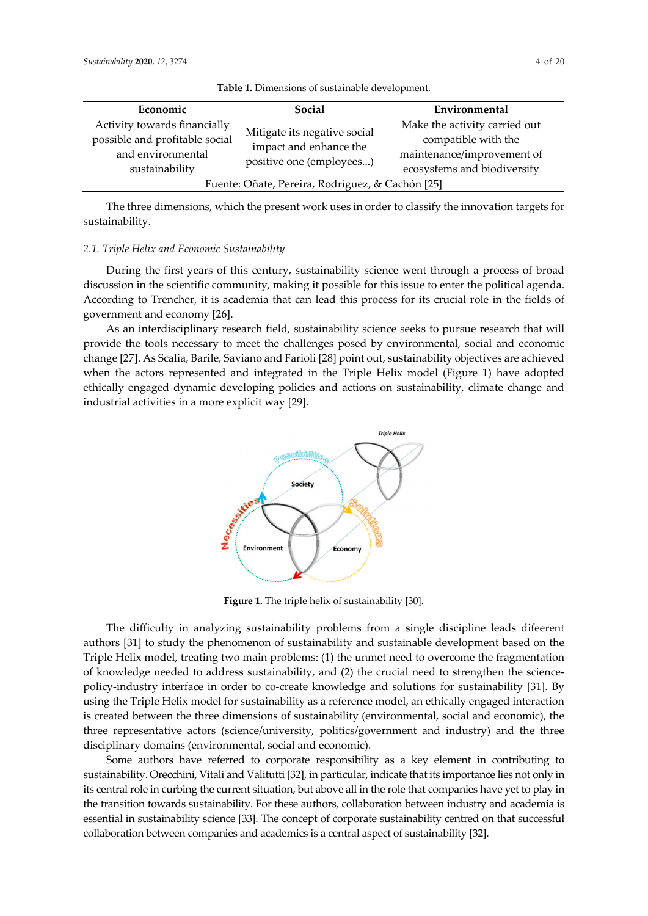**Table 1.** Dimensions of sustainable development.

| Economic | Social | Environmental |
|---|---|---|
| Activity towards financially possible and profitable social and environmental sustainability | Mitigate its negative social impact and enhance the positive one (employees...) | Make the activity carried out compatible with the maintenance/improvement of ecosystems and biodiversity |
| Fuente: Oñate, Pereira, Rodríguez, & Cachón [25] | | |

The three dimensions, which the present work uses in order to classify the innovation targets for sustainability.

### 2.1. Triple Helix and Economic Sustainability

During the first years of this century, sustainability science went through a process of broad discussion in the scientific community, making it possible for this issue to enter the political agenda. According to Trencher, it is academia that can lead this process for its crucial role in the fields of government and economy [26].

As an interdisciplinary research field, sustainability science seeks to pursue research that will provide the tools necessary to meet the challenges posed by environmental, social and economic change [27]. As Scalia, Barile, Saviano and Farioli [28] point out, sustainability objectives are achieved when the actors represented and integrated in the Triple Helix model (Figure 1) have adopted ethically engaged dynamic developing policies and actions on sustainability, climate change and industrial activities in a more explicit way [29].

**Figure 1.** The triple helix of sustainability [30].

The difficulty in analyzing sustainability problems from a single discipline leads difeerent authors [31] to study the phenomenon of sustainability and sustainable development based on the Triple Helix model, treating two main problems: (1) the unmet need to overcome the fragmentation of knowledge needed to address sustainability, and (2) the crucial need to strengthen the science-policy-industry interface in order to co-create knowledge and solutions for sustainability [31]. By using the Triple Helix model for sustainability as a reference model, an ethically engaged interaction is created between the three dimensions of sustainability (environmental, social and economic), the three representative actors (science/university, politics/government and industry) and the three disciplinary domains (environmental, social and economic).

Some authors have referred to corporate responsibility as a key element in contributing to sustainability. Orecchini, Vitali and Valitutti [32], in particular, indicate that its importance lies not only in its central role in curbing the current situation, but above all in the role that companies have yet to play in the transition towards sustainability. For these authors, collaboration between industry and academia is essential in sustainability science [33]. The concept of corporate sustainability centred on that successful collaboration between companies and academics is a central aspect of sustainability [32].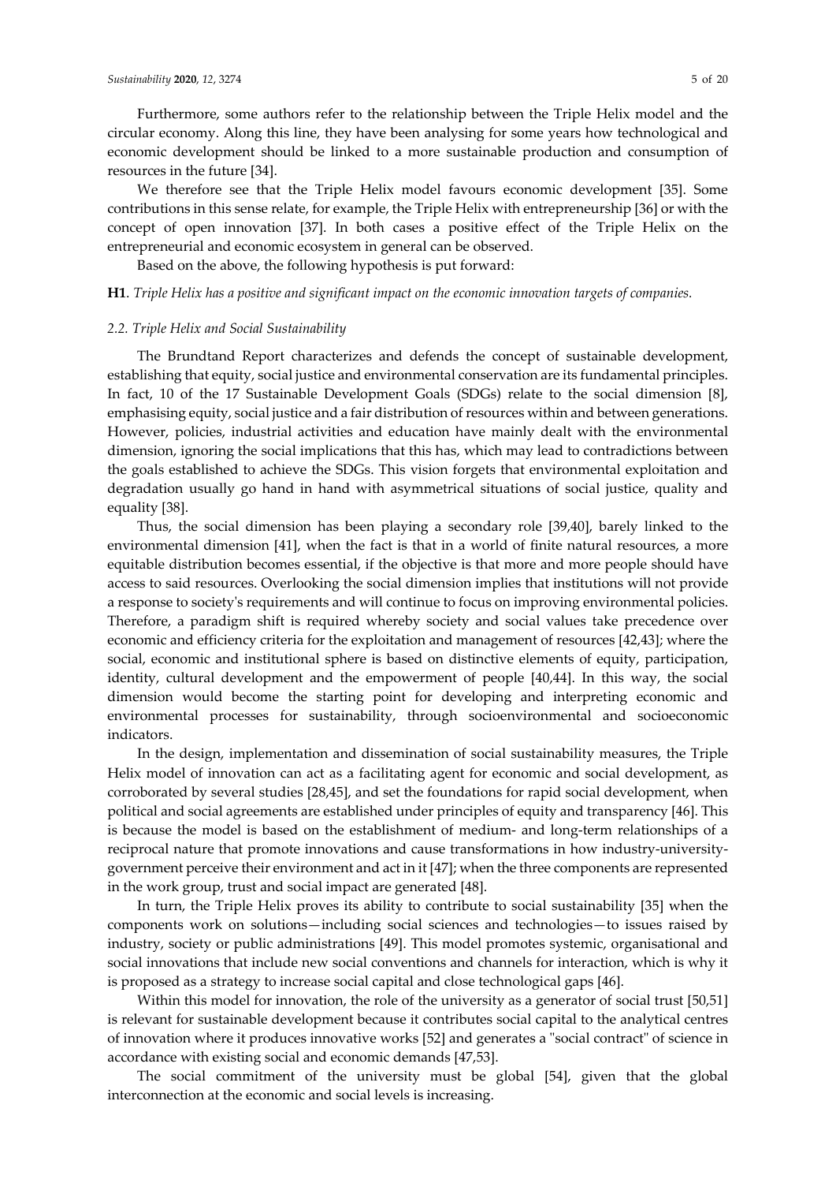Furthermore, some authors refer to the relationship between the Triple Helix model and the circular economy. Along this line, they have been analysing for some years how technological and economic development should be linked to a more sustainable production and consumption of resources in the future [34].

We therefore see that the Triple Helix model favours economic development [35]. Some contributions in this sense relate, for example, the Triple Helix with entrepreneurship [36] or with the concept of open innovation [37]. In both cases a positive effect of the Triple Helix on the entrepreneurial and economic ecosystem in general can be observed.

Based on the above, the following hypothesis is put forward:

**H1**. *Triple Helix has a positive and significant impact on the economic innovation targets of companies.*

### *2.2. Triple Helix and Social Sustainability*

The Brundtand Report characterizes and defends the concept of sustainable development, establishing that equity, social justice and environmental conservation are its fundamental principles. In fact, 10 of the 17 Sustainable Development Goals (SDGs) relate to the social dimension [8], emphasising equity, social justice and a fair distribution of resources within and between generations. However, policies, industrial activities and education have mainly dealt with the environmental dimension, ignoring the social implications that this has, which may lead to contradictions between the goals established to achieve the SDGs. This vision forgets that environmental exploitation and degradation usually go hand in hand with asymmetrical situations of social justice, quality and equality [38].

Thus, the social dimension has been playing a secondary role [39,40], barely linked to the environmental dimension [41], when the fact is that in a world of finite natural resources, a more equitable distribution becomes essential, if the objective is that more and more people should have access to said resources. Overlooking the social dimension implies that institutions will not provide a response to society's requirements and will continue to focus on improving environmental policies. Therefore, a paradigm shift is required whereby society and social values take precedence over economic and efficiency criteria for the exploitation and management of resources [42,43]; where the social, economic and institutional sphere is based on distinctive elements of equity, participation, identity, cultural development and the empowerment of people [40,44]. In this way, the social dimension would become the starting point for developing and interpreting economic and environmental processes for sustainability, through socioenvironmental and socioeconomic indicators.

In the design, implementation and dissemination of social sustainability measures, the Triple Helix model of innovation can act as a facilitating agent for economic and social development, as corroborated by several studies [28,45], and set the foundations for rapid social development, when political and social agreements are established under principles of equity and transparency [46]. This is because the model is based on the establishment of medium- and long-term relationships of a reciprocal nature that promote innovations and cause transformations in how industry-university-government perceive their environment and act in it [47]; when the three components are represented in the work group, trust and social impact are generated [48].

In turn, the Triple Helix proves its ability to contribute to social sustainability [35] when the components work on solutions—including social sciences and technologies—to issues raised by industry, society or public administrations [49]. This model promotes systemic, organisational and social innovations that include new social conventions and channels for interaction, which is why it is proposed as a strategy to increase social capital and close technological gaps [46].

Within this model for innovation, the role of the university as a generator of social trust [50,51] is relevant for sustainable development because it contributes social capital to the analytical centres of innovation where it produces innovative works [52] and generates a "social contract" of science in accordance with existing social and economic demands [47,53].

The social commitment of the university must be global [54], given that the global interconnection at the economic and social levels is increasing.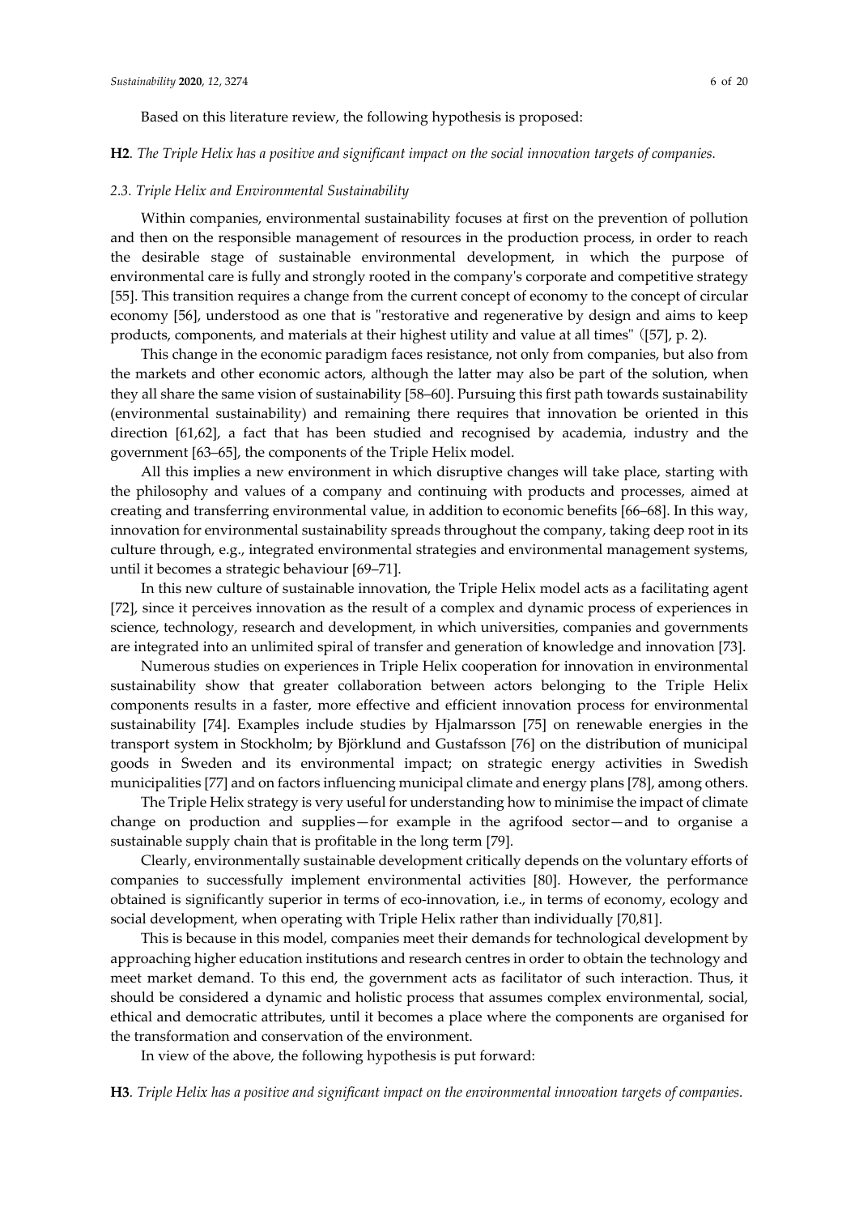Based on this literature review, the following hypothesis is proposed:

**H2**. *The Triple Helix has a positive and significant impact on the social innovation targets of companies.*

### *2.3. Triple Helix and Environmental Sustainability*

Within companies, environmental sustainability focuses at first on the prevention of pollution and then on the responsible management of resources in the production process, in order to reach the desirable stage of sustainable environmental development, in which the purpose of environmental care is fully and strongly rooted in the company's corporate and competitive strategy [55]. This transition requires a change from the current concept of economy to the concept of circular economy [56], understood as one that is "restorative and regenerative by design and aims to keep products, components, and materials at their highest utility and value at all times" ([57], p. 2).

This change in the economic paradigm faces resistance, not only from companies, but also from the markets and other economic actors, although the latter may also be part of the solution, when they all share the same vision of sustainability [58–60]. Pursuing this first path towards sustainability (environmental sustainability) and remaining there requires that innovation be oriented in this direction [61,62], a fact that has been studied and recognised by academia, industry and the government [63–65], the components of the Triple Helix model.

All this implies a new environment in which disruptive changes will take place, starting with the philosophy and values of a company and continuing with products and processes, aimed at creating and transferring environmental value, in addition to economic benefits [66–68]. In this way, innovation for environmental sustainability spreads throughout the company, taking deep root in its culture through, e.g., integrated environmental strategies and environmental management systems, until it becomes a strategic behaviour [69–71].

In this new culture of sustainable innovation, the Triple Helix model acts as a facilitating agent [72], since it perceives innovation as the result of a complex and dynamic process of experiences in science, technology, research and development, in which universities, companies and governments are integrated into an unlimited spiral of transfer and generation of knowledge and innovation [73].

Numerous studies on experiences in Triple Helix cooperation for innovation in environmental sustainability show that greater collaboration between actors belonging to the Triple Helix components results in a faster, more effective and efficient innovation process for environmental sustainability [74]. Examples include studies by Hjalmarsson [75] on renewable energies in the transport system in Stockholm; by Björklund and Gustafsson [76] on the distribution of municipal goods in Sweden and its environmental impact; on strategic energy activities in Swedish municipalities [77] and on factors influencing municipal climate and energy plans [78], among others.

The Triple Helix strategy is very useful for understanding how to minimise the impact of climate change on production and supplies—for example in the agrifood sector—and to organise a sustainable supply chain that is profitable in the long term [79].

Clearly, environmentally sustainable development critically depends on the voluntary efforts of companies to successfully implement environmental activities [80]. However, the performance obtained is significantly superior in terms of eco-innovation, i.e., in terms of economy, ecology and social development, when operating with Triple Helix rather than individually [70,81].

This is because in this model, companies meet their demands for technological development by approaching higher education institutions and research centres in order to obtain the technology and meet market demand. To this end, the government acts as facilitator of such interaction. Thus, it should be considered a dynamic and holistic process that assumes complex environmental, social, ethical and democratic attributes, until it becomes a place where the components are organised for the transformation and conservation of the environment.

In view of the above, the following hypothesis is put forward:

**H3**. *Triple Helix has a positive and significant impact on the environmental innovation targets of companies.*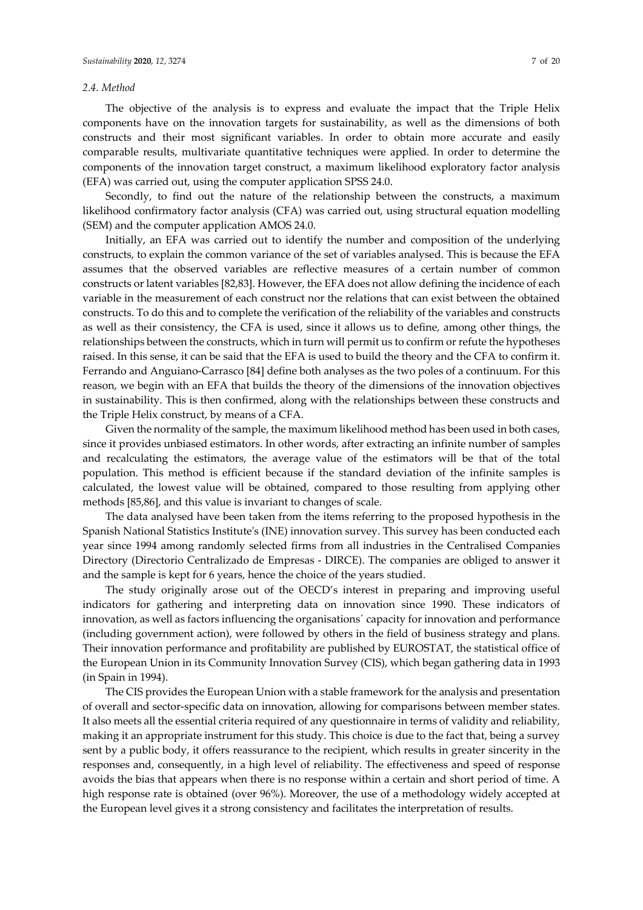### 2.4. Method

The objective of the analysis is to express and evaluate the impact that the Triple Helix components have on the innovation targets for sustainability, as well as the dimensions of both constructs and their most significant variables. In order to obtain more accurate and easily comparable results, multivariate quantitative techniques were applied. In order to determine the components of the innovation target construct, a maximum likelihood exploratory factor analysis (EFA) was carried out, using the computer application SPSS 24.0.

Secondly, to find out the nature of the relationship between the constructs, a maximum likelihood confirmatory factor analysis (CFA) was carried out, using structural equation modelling (SEM) and the computer application AMOS 24.0.

Initially, an EFA was carried out to identify the number and composition of the underlying constructs, to explain the common variance of the set of variables analysed. This is because the EFA assumes that the observed variables are reflective measures of a certain number of common constructs or latent variables [82,83]. However, the EFA does not allow defining the incidence of each variable in the measurement of each construct nor the relations that can exist between the obtained constructs. To do this and to complete the verification of the reliability of the variables and constructs as well as their consistency, the CFA is used, since it allows us to define, among other things, the relationships between the constructs, which in turn will permit us to confirm or refute the hypotheses raised. In this sense, it can be said that the EFA is used to build the theory and the CFA to confirm it. Ferrando and Anguiano-Carrasco [84] define both analyses as the two poles of a continuum. For this reason, we begin with an EFA that builds the theory of the dimensions of the innovation objectives in sustainability. This is then confirmed, along with the relationships between these constructs and the Triple Helix construct, by means of a CFA.

Given the normality of the sample, the maximum likelihood method has been used in both cases, since it provides unbiased estimators. In other words, after extracting an infinite number of samples and recalculating the estimators, the average value of the estimators will be that of the total population. This method is efficient because if the standard deviation of the infinite samples is calculated, the lowest value will be obtained, compared to those resulting from applying other methods [85,86], and this value is invariant to changes of scale.

The data analysed have been taken from the items referring to the proposed hypothesis in the Spanish National Statistics Institute's (INE) innovation survey. This survey has been conducted each year since 1994 among randomly selected firms from all industries in the Centralised Companies Directory (Directorio Centralizado de Empresas - DIRCE). The companies are obliged to answer it and the sample is kept for 6 years, hence the choice of the years studied.

The study originally arose out of the OECD's interest in preparing and improving useful indicators for gathering and interpreting data on innovation since 1990. These indicators of innovation, as well as factors influencing the organisations´ capacity for innovation and performance (including government action), were followed by others in the field of business strategy and plans. Their innovation performance and profitability are published by EUROSTAT, the statistical office of the European Union in its Community Innovation Survey (CIS), which began gathering data in 1993 (in Spain in 1994).

The CIS provides the European Union with a stable framework for the analysis and presentation of overall and sector-specific data on innovation, allowing for comparisons between member states. It also meets all the essential criteria required of any questionnaire in terms of validity and reliability, making it an appropriate instrument for this study. This choice is due to the fact that, being a survey sent by a public body, it offers reassurance to the recipient, which results in greater sincerity in the responses and, consequently, in a high level of reliability. The effectiveness and speed of response avoids the bias that appears when there is no response within a certain and short period of time. A high response rate is obtained (over 96%). Moreover, the use of a methodology widely accepted at the European level gives it a strong consistency and facilitates the interpretation of results.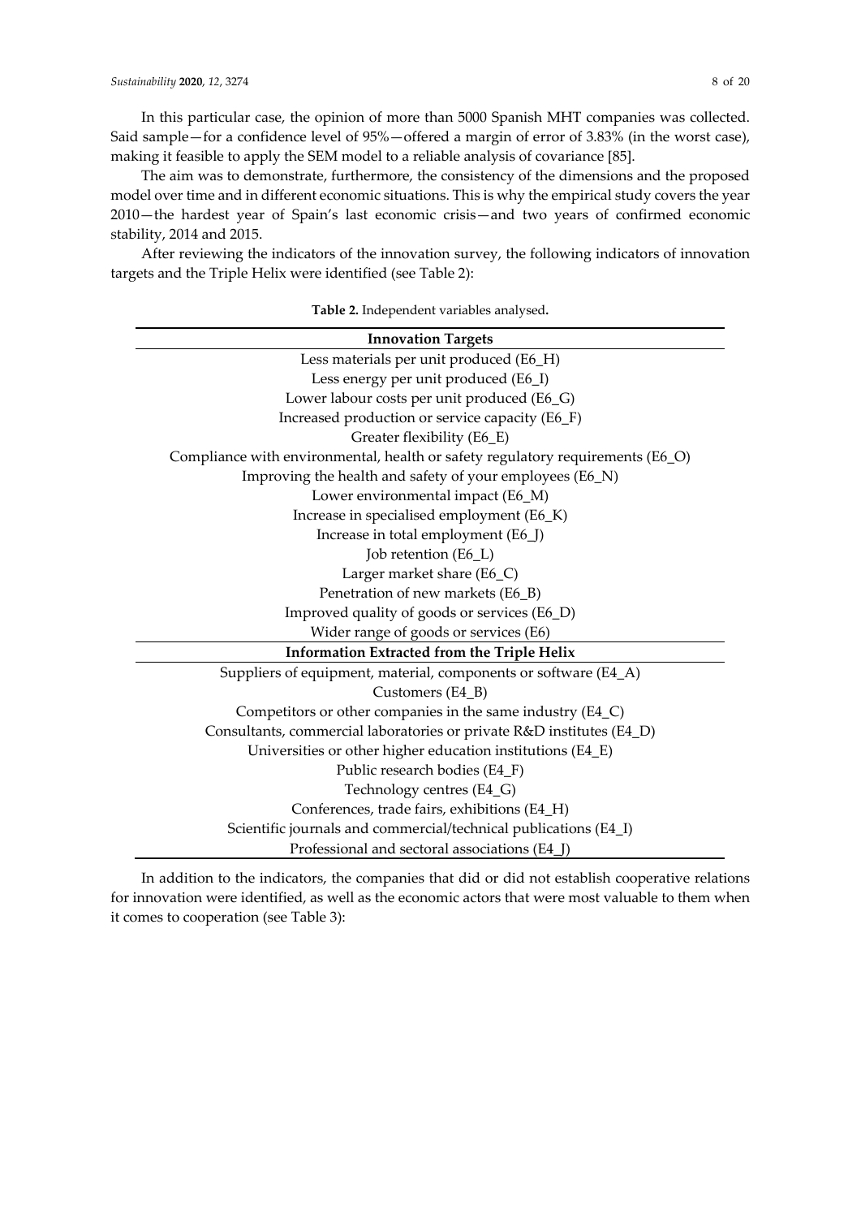In this particular case, the opinion of more than 5000 Spanish MHT companies was collected. Said sample—for a confidence level of 95%—offered a margin of error of 3.83% (in the worst case), making it feasible to apply the SEM model to a reliable analysis of covariance [85].

The aim was to demonstrate, furthermore, the consistency of the dimensions and the proposed model over time and in different economic situations. This is why the empirical study covers the year 2010—the hardest year of Spain's last economic crisis—and two years of confirmed economic stability, 2014 and 2015.

After reviewing the indicators of the innovation survey, the following indicators of innovation targets and the Triple Helix were identified (see Table 2):

**Table 2.** Independent variables analysed.

| **Innovation Targets** |
| --- |
| Less materials per unit produced (E6_H) |
| Less energy per unit produced (E6_I) |
| Lower labour costs per unit produced (E6_G) |
| Increased production or service capacity (E6_F) |
| Greater flexibility (E6_E) |
| Compliance with environmental, health or safety regulatory requirements (E6_O) |
| Improving the health and safety of your employees (E6_N) |
| Lower environmental impact (E6_M) |
| Increase in specialised employment (E6_K) |
| Increase in total employment (E6_J) |
| Job retention (E6_L) |
| Larger market share (E6_C) |
| Penetration of new markets (E6_B) |
| Improved quality of goods or services (E6_D) |
| Wider range of goods or services (E6) |
| **Information Extracted from the Triple Helix** |
| Suppliers of equipment, material, components or software (E4_A) |
| Customers (E4_B) |
| Competitors or other companies in the same industry (E4_C) |
| Consultants, commercial laboratories or private R&D institutes (E4_D) |
| Universities or other higher education institutions (E4_E) |
| Public research bodies (E4_F) |
| Technology centres (E4_G) |
| Conferences, trade fairs, exhibitions (E4_H) |
| Scientific journals and commercial/technical publications (E4_I) |
| Professional and sectoral associations (E4_J) |

In addition to the indicators, the companies that did or did not establish cooperative relations for innovation were identified, as well as the economic actors that were most valuable to them when it comes to cooperation (see Table 3):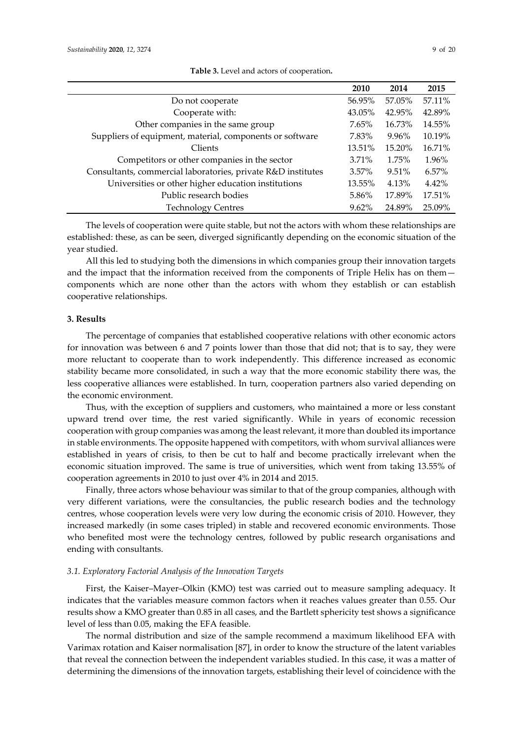**Table 3.** Level and actors of cooperation**.**

| | 2010 | 2014 | 2015 |
|---|---|---|---|
| Do not cooperate | 56.95% | 57.05% | 57.11% |
| Cooperate with: | 43.05% | 42.95% | 42.89% |
| Other companies in the same group | 7.65% | 16.73% | 14.55% |
| Suppliers of equipment, material, components or software | 7.83% | 9.96% | 10.19% |
| Clients | 13.51% | 15.20% | 16.71% |
| Competitors or other companies in the sector | 3.71% | 1.75% | 1.96% |
| Consultants, commercial laboratories, private R&D institutes | 3.57% | 9.51% | 6.57% |
| Universities or other higher education institutions | 13.55% | 4.13% | 4.42% |
| Public research bodies | 5.86% | 17.89% | 17.51% |
| Technology Centres | 9.62% | 24.89% | 25.09% |

The levels of cooperation were quite stable, but not the actors with whom these relationships are established: these, as can be seen, diverged significantly depending on the economic situation of the year studied.

All this led to studying both the dimensions in which companies group their innovation targets and the impact that the information received from the components of Triple Helix has on them—components which are none other than the actors with whom they establish or can establish cooperative relationships.

## 3. Results

The percentage of companies that established cooperative relations with other economic actors for innovation was between 6 and 7 points lower than those that did not; that is to say, they were more reluctant to cooperate than to work independently. This difference increased as economic stability became more consolidated, in such a way that the more economic stability there was, the less cooperative alliances were established. In turn, cooperation partners also varied depending on the economic environment.

Thus, with the exception of suppliers and customers, who maintained a more or less constant upward trend over time, the rest varied significantly. While in years of economic recession cooperation with group companies was among the least relevant, it more than doubled its importance in stable environments. The opposite happened with competitors, with whom survival alliances were established in years of crisis, to then be cut to half and become practically irrelevant when the economic situation improved. The same is true of universities, which went from taking 13.55% of cooperation agreements in 2010 to just over 4% in 2014 and 2015.

Finally, three actors whose behaviour was similar to that of the group companies, although with very different variations, were the consultancies, the public research bodies and the technology centres, whose cooperation levels were very low during the economic crisis of 2010. However, they increased markedly (in some cases tripled) in stable and recovered economic environments. Those who benefited most were the technology centres, followed by public research organisations and ending with consultants.

### *3.1. Exploratory Factorial Analysis of the Innovation Targets*

First, the Kaiser–Mayer–Olkin (KMO) test was carried out to measure sampling adequacy. It indicates that the variables measure common factors when it reaches values greater than 0.55. Our results show a KMO greater than 0.85 in all cases, and the Bartlett sphericity test shows a significance level of less than 0.05, making the EFA feasible.

The normal distribution and size of the sample recommend a maximum likelihood EFA with Varimax rotation and Kaiser normalisation [87], in order to know the structure of the latent variables that reveal the connection between the independent variables studied. In this case, it was a matter of determining the dimensions of the innovation targets, establishing their level of coincidence with the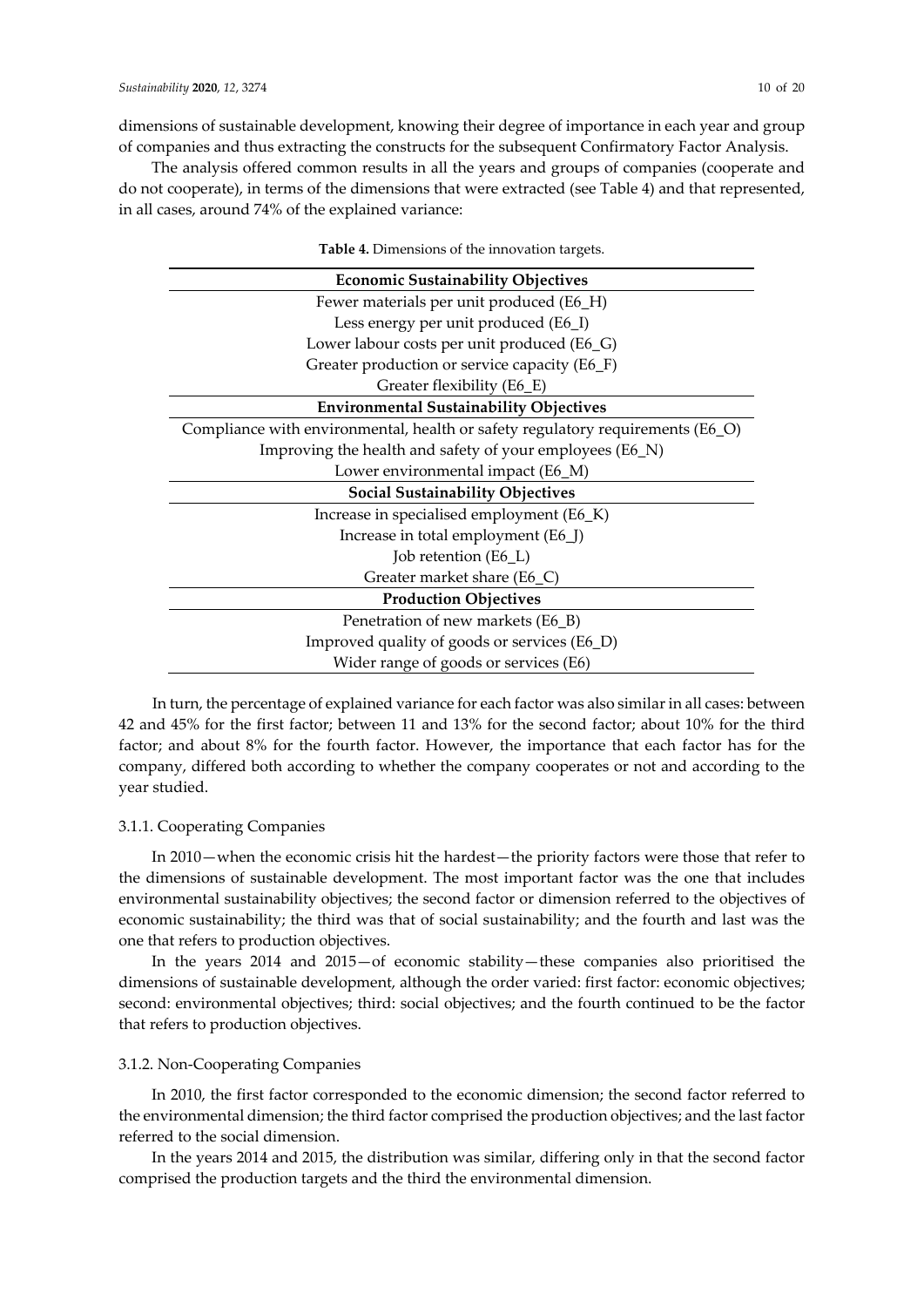dimensions of sustainable development, knowing their degree of importance in each year and group of companies and thus extracting the constructs for the subsequent Confirmatory Factor Analysis.

The analysis offered common results in all the years and groups of companies (cooperate and do not cooperate), in terms of the dimensions that were extracted (see Table 4) and that represented, in all cases, around 74% of the explained variance:

**Table 4.** Dimensions of the innovation targets.

| **Economic Sustainability Objectives** |
| --- |
| Fewer materials per unit produced (E6_H) |
| Less energy per unit produced (E6_I) |
| Lower labour costs per unit produced (E6_G) |
| Greater production or service capacity (E6_F) |
| Greater flexibility (E6_E) |
| **Environmental Sustainability Objectives** |
| Compliance with environmental, health or safety regulatory requirements (E6_O) |
| Improving the health and safety of your employees (E6_N) |
| Lower environmental impact (E6_M) |
| **Social Sustainability Objectives** |
| Increase in specialised employment (E6_K) |
| Increase in total employment (E6_J) |
| Job retention (E6_L) |
| Greater market share (E6_C) |
| **Production Objectives** |
| Penetration of new markets (E6_B) |
| Improved quality of goods or services (E6_D) |
| Wider range of goods or services (E6) |

In turn, the percentage of explained variance for each factor was also similar in all cases: between 42 and 45% for the first factor; between 11 and 13% for the second factor; about 10% for the third factor; and about 8% for the fourth factor. However, the importance that each factor has for the company, differed both according to whether the company cooperates or not and according to the year studied.

### 3.1.1. Cooperating Companies

In 2010—when the economic crisis hit the hardest—the priority factors were those that refer to the dimensions of sustainable development. The most important factor was the one that includes environmental sustainability objectives; the second factor or dimension referred to the objectives of economic sustainability; the third was that of social sustainability; and the fourth and last was the one that refers to production objectives.

In the years 2014 and 2015—of economic stability—these companies also prioritised the dimensions of sustainable development, although the order varied: first factor: economic objectives; second: environmental objectives; third: social objectives; and the fourth continued to be the factor that refers to production objectives.

### 3.1.2. Non-Cooperating Companies

In 2010, the first factor corresponded to the economic dimension; the second factor referred to the environmental dimension; the third factor comprised the production objectives; and the last factor referred to the social dimension.

In the years 2014 and 2015, the distribution was similar, differing only in that the second factor comprised the production targets and the third the environmental dimension.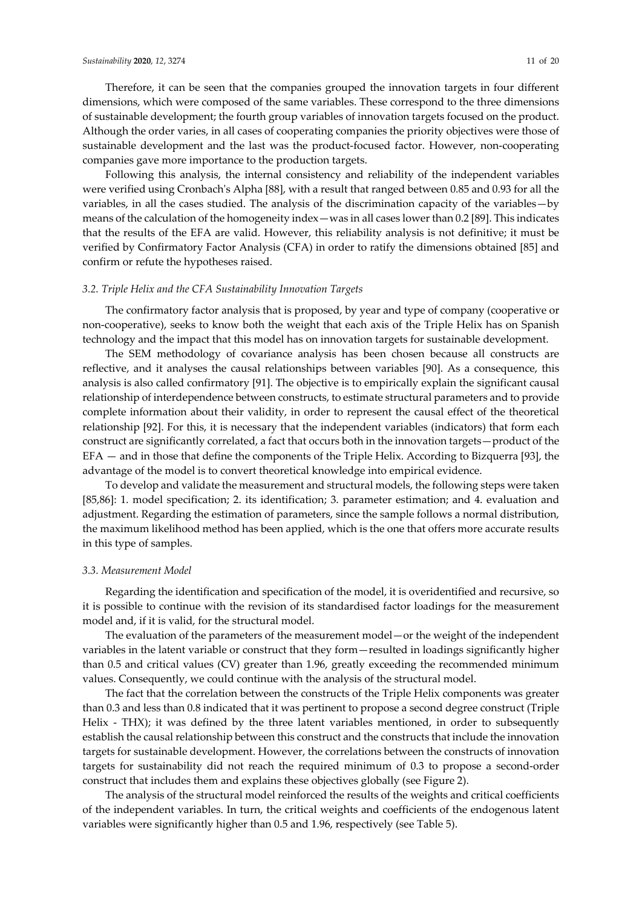Therefore, it can be seen that the companies grouped the innovation targets in four different dimensions, which were composed of the same variables. These correspond to the three dimensions of sustainable development; the fourth group variables of innovation targets focused on the product. Although the order varies, in all cases of cooperating companies the priority objectives were those of sustainable development and the last was the product-focused factor. However, non-cooperating companies gave more importance to the production targets.

Following this analysis, the internal consistency and reliability of the independent variables were verified using Cronbach's Alpha [88], with a result that ranged between 0.85 and 0.93 for all the variables, in all the cases studied. The analysis of the discrimination capacity of the variables—by means of the calculation of the homogeneity index—was in all cases lower than 0.2 [89]. This indicates that the results of the EFA are valid. However, this reliability analysis is not definitive; it must be verified by Confirmatory Factor Analysis (CFA) in order to ratify the dimensions obtained [85] and confirm or refute the hypotheses raised.

### *3.2. Triple Helix and the CFA Sustainability Innovation Targets*

The confirmatory factor analysis that is proposed, by year and type of company (cooperative or non-cooperative), seeks to know both the weight that each axis of the Triple Helix has on Spanish technology and the impact that this model has on innovation targets for sustainable development.

The SEM methodology of covariance analysis has been chosen because all constructs are reflective, and it analyses the causal relationships between variables [90]. As a consequence, this analysis is also called confirmatory [91]. The objective is to empirically explain the significant causal relationship of interdependence between constructs, to estimate structural parameters and to provide complete information about their validity, in order to represent the causal effect of the theoretical relationship [92]. For this, it is necessary that the independent variables (indicators) that form each construct are significantly correlated, a fact that occurs both in the innovation targets—product of the EFA — and in those that define the components of the Triple Helix. According to Bizquerra [93], the advantage of the model is to convert theoretical knowledge into empirical evidence.

To develop and validate the measurement and structural models, the following steps were taken [85,86]: 1. model specification; 2. its identification; 3. parameter estimation; and 4. evaluation and adjustment. Regarding the estimation of parameters, since the sample follows a normal distribution, the maximum likelihood method has been applied, which is the one that offers more accurate results in this type of samples.

### *3.3. Measurement Model*

Regarding the identification and specification of the model, it is overidentified and recursive, so it is possible to continue with the revision of its standardised factor loadings for the measurement model and, if it is valid, for the structural model.

The evaluation of the parameters of the measurement model—or the weight of the independent variables in the latent variable or construct that they form—resulted in loadings significantly higher than 0.5 and critical values (CV) greater than 1.96, greatly exceeding the recommended minimum values. Consequently, we could continue with the analysis of the structural model.

The fact that the correlation between the constructs of the Triple Helix components was greater than 0.3 and less than 0.8 indicated that it was pertinent to propose a second degree construct (Triple Helix - THX); it was defined by the three latent variables mentioned, in order to subsequently establish the causal relationship between this construct and the constructs that include the innovation targets for sustainable development. However, the correlations between the constructs of innovation targets for sustainability did not reach the required minimum of 0.3 to propose a second-order construct that includes them and explains these objectives globally (see Figure 2).

The analysis of the structural model reinforced the results of the weights and critical coefficients of the independent variables. In turn, the critical weights and coefficients of the endogenous latent variables were significantly higher than 0.5 and 1.96, respectively (see Table 5).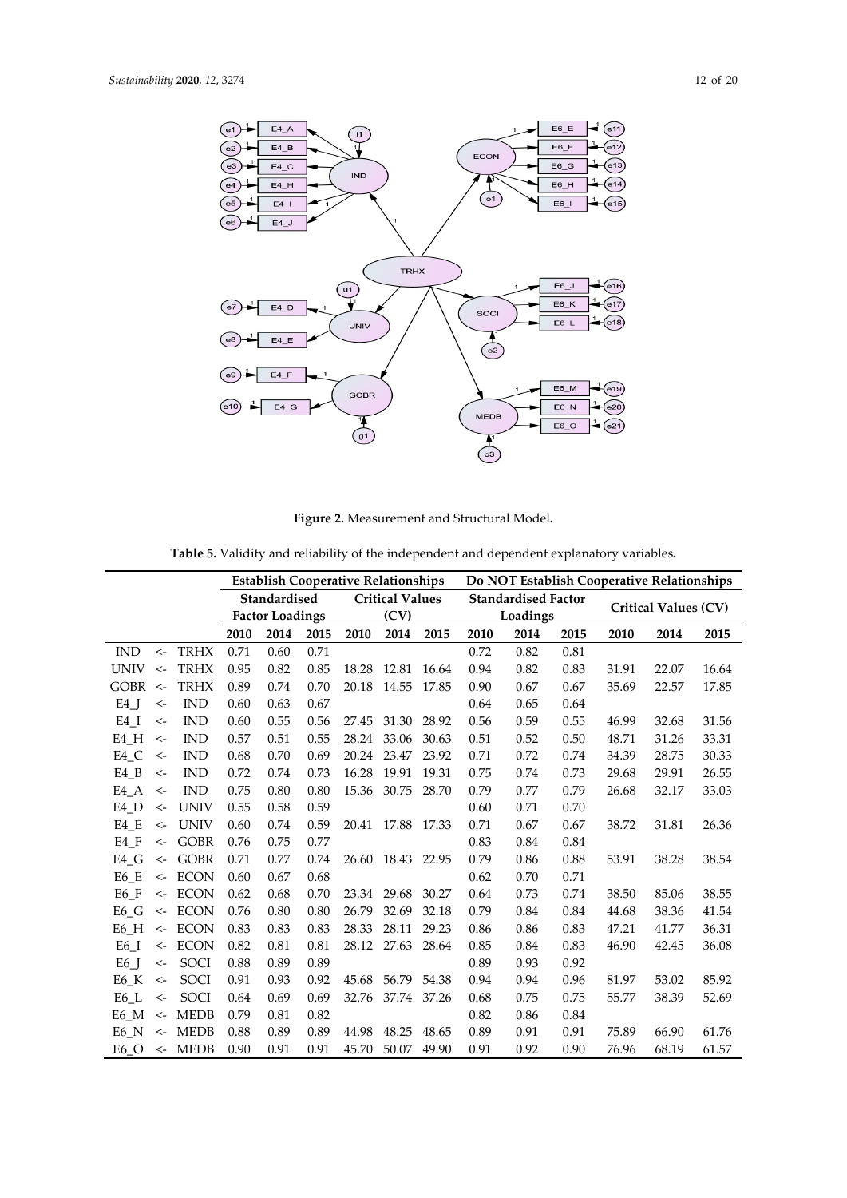**Figure 2.** Measurement and Structural Model.

**Table 5.** Validity and reliability of the independent and dependent explanatory variables.

| | | | Establish Cooperative Relationships | | | | | | Do NOT Establish Cooperative Relationships | | | | | |
|---|---|---|---|---|---|---|---|---|---|---|---|---|---|---|
| | | | Standardised Factor Loadings | | | Critical Values (CV) | | | Standardised Factor Loadings | | | Critical Values (CV) | | |
| | | | 2010 | 2014 | 2015 | 2010 | 2014 | 2015 | 2010 | 2014 | 2015 | 2010 | 2014 | 2015 |
| IND | <- | TRHX | 0.71 | 0.60 | 0.71 | | | | 0.72 | 0.82 | 0.81 | | | |
| UNIV | <- | TRHX | 0.95 | 0.82 | 0.85 | 18.28 | 12.81 | 16.64 | 0.94 | 0.82 | 0.83 | 31.91 | 22.07 | 16.64 |
| GOBR | <- | TRHX | 0.89 | 0.74 | 0.70 | 20.18 | 14.55 | 17.85 | 0.90 | 0.67 | 0.67 | 35.69 | 22.57 | 17.85 |
| E4_J | <- | IND | 0.60 | 0.63 | 0.67 | | | | 0.64 | 0.65 | 0.64 | | | |
| E4_I | <- | IND | 0.60 | 0.55 | 0.56 | 27.45 | 31.30 | 28.92 | 0.56 | 0.59 | 0.55 | 46.99 | 32.68 | 31.56 |
| E4_H | <- | IND | 0.57 | 0.51 | 0.55 | 28.24 | 33.06 | 30.63 | 0.51 | 0.52 | 0.50 | 48.71 | 31.26 | 33.31 |
| E4_C | <- | IND | 0.68 | 0.70 | 0.69 | 20.24 | 23.47 | 23.92 | 0.71 | 0.72 | 0.74 | 34.39 | 28.75 | 30.33 |
| E4_B | <- | IND | 0.72 | 0.74 | 0.73 | 16.28 | 19.91 | 19.31 | 0.75 | 0.74 | 0.73 | 29.68 | 29.91 | 26.55 |
| E4_A | <- | IND | 0.75 | 0.80 | 0.80 | 15.36 | 30.75 | 28.70 | 0.79 | 0.77 | 0.79 | 26.68 | 32.17 | 33.03 |
| E4_D | <- | UNIV | 0.55 | 0.58 | 0.59 | | | | 0.60 | 0.71 | 0.70 | | | |
| E4_E | <- | UNIV | 0.60 | 0.74 | 0.59 | 20.41 | 17.88 | 17.33 | 0.71 | 0.67 | 0.67 | 38.72 | 31.81 | 26.36 |
| E4_F | <- | GOBR | 0.76 | 0.75 | 0.77 | | | | 0.83 | 0.84 | 0.84 | | | |
| E4_G | <- | GOBR | 0.71 | 0.77 | 0.74 | 26.60 | 18.43 | 22.95 | 0.79 | 0.86 | 0.88 | 53.91 | 38.28 | 38.54 |
| E6_E | <- | ECON | 0.60 | 0.67 | 0.68 | | | | 0.62 | 0.70 | 0.71 | | | |
| E6_F | <- | ECON | 0.62 | 0.68 | 0.70 | 23.34 | 29.68 | 30.27 | 0.64 | 0.73 | 0.74 | 38.50 | 85.06 | 38.55 |
| E6_G | <- | ECON | 0.76 | 0.80 | 0.80 | 26.79 | 32.69 | 32.18 | 0.79 | 0.84 | 0.84 | 44.68 | 38.36 | 41.54 |
| E6_H | <- | ECON | 0.83 | 0.83 | 0.83 | 28.33 | 28.11 | 29.23 | 0.86 | 0.86 | 0.83 | 47.21 | 41.77 | 36.31 |
| E6_I | <- | ECON | 0.82 | 0.81 | 0.81 | 28.12 | 27.63 | 28.64 | 0.85 | 0.84 | 0.83 | 46.90 | 42.45 | 36.08 |
| E6_J | <- | SOCI | 0.88 | 0.89 | 0.89 | | | | 0.89 | 0.93 | 0.92 | | | |
| E6_K | <- | SOCI | 0.91 | 0.93 | 0.92 | 45.68 | 56.79 | 54.38 | 0.94 | 0.94 | 0.96 | 81.97 | 53.02 | 85.92 |
| E6_L | <- | SOCI | 0.64 | 0.69 | 0.69 | 32.76 | 37.74 | 37.26 | 0.68 | 0.75 | 0.75 | 55.77 | 38.39 | 52.69 |
| E6_M | <- | MEDB | 0.79 | 0.81 | 0.82 | | | | 0.82 | 0.86 | 0.84 | | | |
| E6_N | <- | MEDB | 0.88 | 0.89 | 0.89 | 44.98 | 48.25 | 48.65 | 0.89 | 0.91 | 0.91 | 75.89 | 66.90 | 61.76 |
| E6_O | <- | MEDB | 0.90 | 0.91 | 0.91 | 45.70 | 50.07 | 49.90 | 0.91 | 0.92 | 0.90 | 76.96 | 68.19 | 61.57 |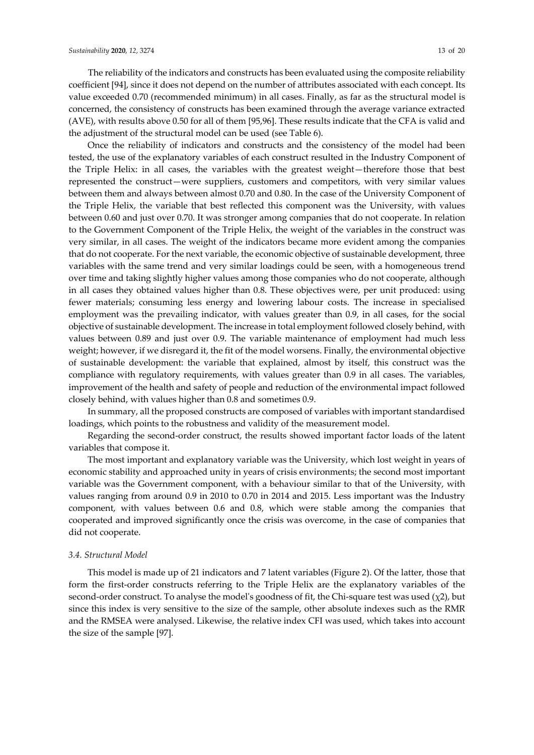The reliability of the indicators and constructs has been evaluated using the composite reliability coefficient [94], since it does not depend on the number of attributes associated with each concept. Its value exceeded 0.70 (recommended minimum) in all cases. Finally, as far as the structural model is concerned, the consistency of constructs has been examined through the average variance extracted (AVE), with results above 0.50 for all of them [95,96]. These results indicate that the CFA is valid and the adjustment of the structural model can be used (see Table 6).

Once the reliability of indicators and constructs and the consistency of the model had been tested, the use of the explanatory variables of each construct resulted in the Industry Component of the Triple Helix: in all cases, the variables with the greatest weight—therefore those that best represented the construct—were suppliers, customers and competitors, with very similar values between them and always between almost 0.70 and 0.80. In the case of the University Component of the Triple Helix, the variable that best reflected this component was the University, with values between 0.60 and just over 0.70. It was stronger among companies that do not cooperate. In relation to the Government Component of the Triple Helix, the weight of the variables in the construct was very similar, in all cases. The weight of the indicators became more evident among the companies that do not cooperate. For the next variable, the economic objective of sustainable development, three variables with the same trend and very similar loadings could be seen, with a homogeneous trend over time and taking slightly higher values among those companies who do not cooperate, although in all cases they obtained values higher than 0.8. These objectives were, per unit produced: using fewer materials; consuming less energy and lowering labour costs. The increase in specialised employment was the prevailing indicator, with values greater than 0.9, in all cases, for the social objective of sustainable development. The increase in total employment followed closely behind, with values between 0.89 and just over 0.9. The variable maintenance of employment had much less weight; however, if we disregard it, the fit of the model worsens. Finally, the environmental objective of sustainable development: the variable that explained, almost by itself, this construct was the compliance with regulatory requirements, with values greater than 0.9 in all cases. The variables, improvement of the health and safety of people and reduction of the environmental impact followed closely behind, with values higher than 0.8 and sometimes 0.9.

In summary, all the proposed constructs are composed of variables with important standardised loadings, which points to the robustness and validity of the measurement model.

Regarding the second-order construct, the results showed important factor loads of the latent variables that compose it.

The most important and explanatory variable was the University, which lost weight in years of economic stability and approached unity in years of crisis environments; the second most important variable was the Government component, with a behaviour similar to that of the University, with values ranging from around 0.9 in 2010 to 0.70 in 2014 and 2015. Less important was the Industry component, with values between 0.6 and 0.8, which were stable among the companies that cooperated and improved significantly once the crisis was overcome, in the case of companies that did not cooperate.

### *3.4. Structural Model*

This model is made up of 21 indicators and 7 latent variables (Figure 2). Of the latter, those that form the first-order constructs referring to the Triple Helix are the explanatory variables of the second-order construct. To analyse the model's goodness of fit, the Chi-square test was used ($\chi 2$), but since this index is very sensitive to the size of the sample, other absolute indexes such as the RMR and the RMSEA were analysed. Likewise, the relative index CFI was used, which takes into account the size of the sample [97].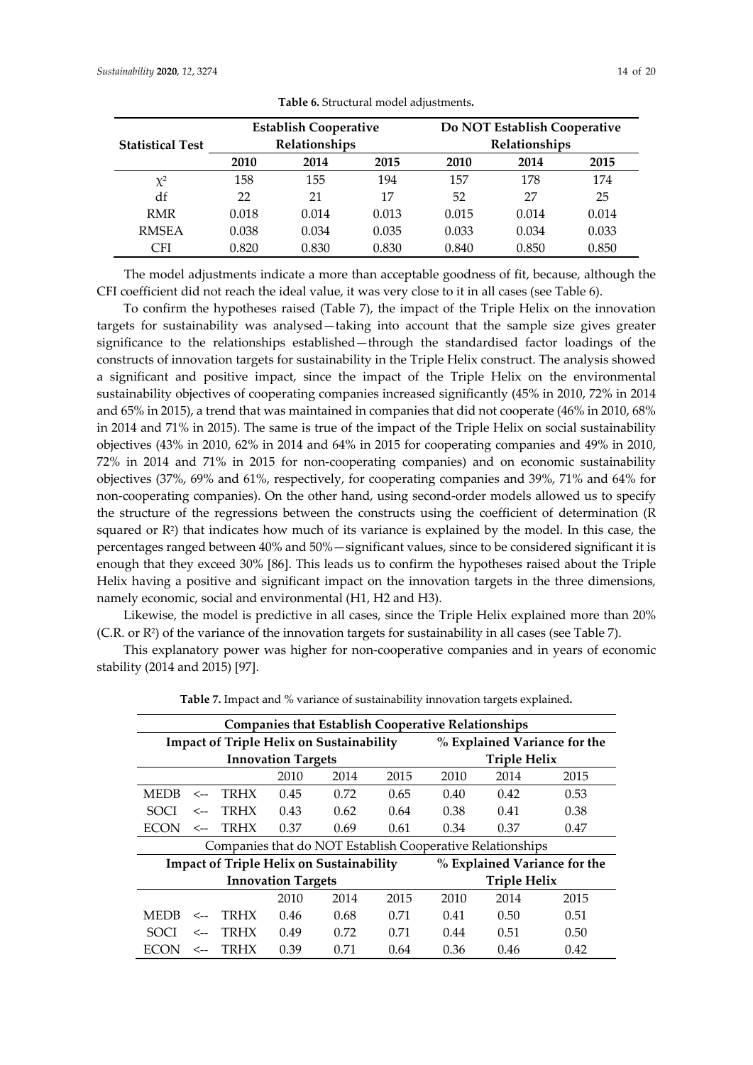**Table 6.** Structural model adjustments.

| Statistical Test | Establish Cooperative Relationships | | | Do NOT Establish Cooperative Relationships | | |
|---|---|---|---|---|---|---|
| | **2010** | **2014** | **2015** | **2010** | **2014** | **2015** |
| $\chi^2$ | 158 | 155 | 194 | 157 | 178 | 174 |
| df | 22 | 21 | 17 | 52 | 27 | 25 |
| RMR | 0.018 | 0.014 | 0.013 | 0.015 | 0.014 | 0.014 |
| RMSEA | 0.038 | 0.034 | 0.035 | 0.033 | 0.034 | 0.033 |
| CFI | 0.820 | 0.830 | 0.830 | 0.840 | 0.850 | 0.850 |

The model adjustments indicate a more than acceptable goodness of fit, because, although the CFI coefficient did not reach the ideal value, it was very close to it in all cases (see Table 6).

To confirm the hypotheses raised (Table 7), the impact of the Triple Helix on the innovation targets for sustainability was analysed—taking into account that the sample size gives greater significance to the relationships established—through the standardised factor loadings of the constructs of innovation targets for sustainability in the Triple Helix construct. The analysis showed a significant and positive impact, since the impact of the Triple Helix on the environmental sustainability objectives of cooperating companies increased significantly (45% in 2010, 72% in 2014 and 65% in 2015), a trend that was maintained in companies that did not cooperate (46% in 2010, 68% in 2014 and 71% in 2015). The same is true of the impact of the Triple Helix on social sustainability objectives (43% in 2010, 62% in 2014 and 64% in 2015 for cooperating companies and 49% in 2010, 72% in 2014 and 71% in 2015 for non-cooperating companies) and on economic sustainability objectives (37%, 69% and 61%, respectively, for cooperating companies and 39%, 71% and 64% for non-cooperating companies). On the other hand, using second-order models allowed us to specify the structure of the regressions between the constructs using the coefficient of determination (R squared or $R^2$) that indicates how much of its variance is explained by the model. In this case, the percentages ranged between 40% and 50%—significant values, since to be considered significant it is enough that they exceed 30% [86]. This leads us to confirm the hypotheses raised about the Triple Helix having a positive and significant impact on the innovation targets in the three dimensions, namely economic, social and environmental (H1, H2 and H3).

Likewise, the model is predictive in all cases, since the Triple Helix explained more than 20% (C.R. or $R^2$) of the variance of the innovation targets for sustainability in all cases (see Table 7).

This explanatory power was higher for non-cooperative companies and in years of economic stability (2014 and 2015) [97].

**Table 7.** Impact and % variance of sustainability innovation targets explained.

| **Companies that Establish Cooperative Relationships** | | | | | | | | |
|---|---|---|---|---|---|---|---|---|
| **Impact of Triple Helix on Sustainability Innovation Targets** | | | | | | **% Explained Variance for the Triple Helix** | | |
| | | | 2010 | 2014 | 2015 | 2010 | 2014 | 2015 |
| MEDB | <-- | TRHX | 0.45 | 0.72 | 0.65 | 0.40 | 0.42 | 0.53 |
| SOCI | <-- | TRHX | 0.43 | 0.62 | 0.64 | 0.38 | 0.41 | 0.38 |
| ECON | <-- | TRHX | 0.37 | 0.69 | 0.61 | 0.34 | 0.37 | 0.47 |
| Companies that do NOT Establish Cooperative Relationships | | | | | | | | |
| **Impact of Triple Helix on Sustainability Innovation Targets** | | | | | | **% Explained Variance for the Triple Helix** | | |
| | | | 2010 | 2014 | 2015 | 2010 | 2014 | 2015 |
| MEDB | <-- | TRHX | 0.46 | 0.68 | 0.71 | 0.41 | 0.50 | 0.51 |
| SOCI | <-- | TRHX | 0.49 | 0.72 | 0.71 | 0.44 | 0.51 | 0.50 |
| ECON | <-- | TRHX | 0.39 | 0.71 | 0.64 | 0.36 | 0.46 | 0.42 |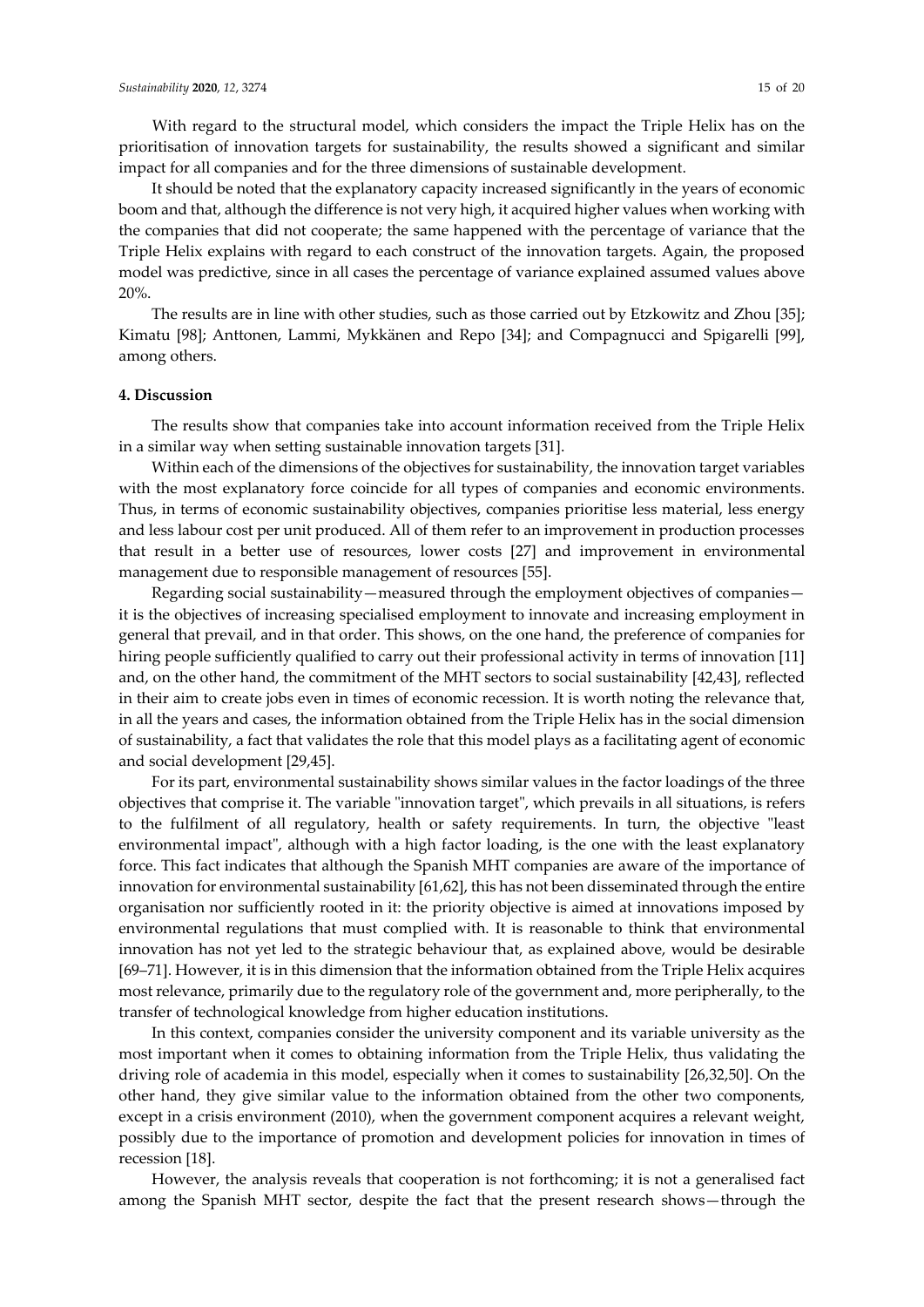With regard to the structural model, which considers the impact the Triple Helix has on the prioritisation of innovation targets for sustainability, the results showed a significant and similar impact for all companies and for the three dimensions of sustainable development.

It should be noted that the explanatory capacity increased significantly in the years of economic boom and that, although the difference is not very high, it acquired higher values when working with the companies that did not cooperate; the same happened with the percentage of variance that the Triple Helix explains with regard to each construct of the innovation targets. Again, the proposed model was predictive, since in all cases the percentage of variance explained assumed values above 20%.

The results are in line with other studies, such as those carried out by Etzkowitz and Zhou [35]; Kimatu [98]; Anttonen, Lammi, Mykkänen and Repo [34]; and Compagnucci and Spigarelli [99], among others.

## 4. Discussion

The results show that companies take into account information received from the Triple Helix in a similar way when setting sustainable innovation targets [31].

Within each of the dimensions of the objectives for sustainability, the innovation target variables with the most explanatory force coincide for all types of companies and economic environments. Thus, in terms of economic sustainability objectives, companies prioritise less material, less energy and less labour cost per unit produced. All of them refer to an improvement in production processes that result in a better use of resources, lower costs [27] and improvement in environmental management due to responsible management of resources [55].

Regarding social sustainability—measured through the employment objectives of companies—it is the objectives of increasing specialised employment to innovate and increasing employment in general that prevail, and in that order. This shows, on the one hand, the preference of companies for hiring people sufficiently qualified to carry out their professional activity in terms of innovation [11] and, on the other hand, the commitment of the MHT sectors to social sustainability [42,43], reflected in their aim to create jobs even in times of economic recession. It is worth noting the relevance that, in all the years and cases, the information obtained from the Triple Helix has in the social dimension of sustainability, a fact that validates the role that this model plays as a facilitating agent of economic and social development [29,45].

For its part, environmental sustainability shows similar values in the factor loadings of the three objectives that comprise it. The variable "innovation target", which prevails in all situations, is refers to the fulfilment of all regulatory, health or safety requirements. In turn, the objective "least environmental impact", although with a high factor loading, is the one with the least explanatory force. This fact indicates that although the Spanish MHT companies are aware of the importance of innovation for environmental sustainability [61,62], this has not been disseminated through the entire organisation nor sufficiently rooted in it: the priority objective is aimed at innovations imposed by environmental regulations that must complied with. It is reasonable to think that environmental innovation has not yet led to the strategic behaviour that, as explained above, would be desirable [69–71]. However, it is in this dimension that the information obtained from the Triple Helix acquires most relevance, primarily due to the regulatory role of the government and, more peripherally, to the transfer of technological knowledge from higher education institutions.

In this context, companies consider the university component and its variable university as the most important when it comes to obtaining information from the Triple Helix, thus validating the driving role of academia in this model, especially when it comes to sustainability [26,32,50]. On the other hand, they give similar value to the information obtained from the other two components, except in a crisis environment (2010), when the government component acquires a relevant weight, possibly due to the importance of promotion and development policies for innovation in times of recession [18].

However, the analysis reveals that cooperation is not forthcoming; it is not a generalised fact among the Spanish MHT sector, despite the fact that the present research shows—through the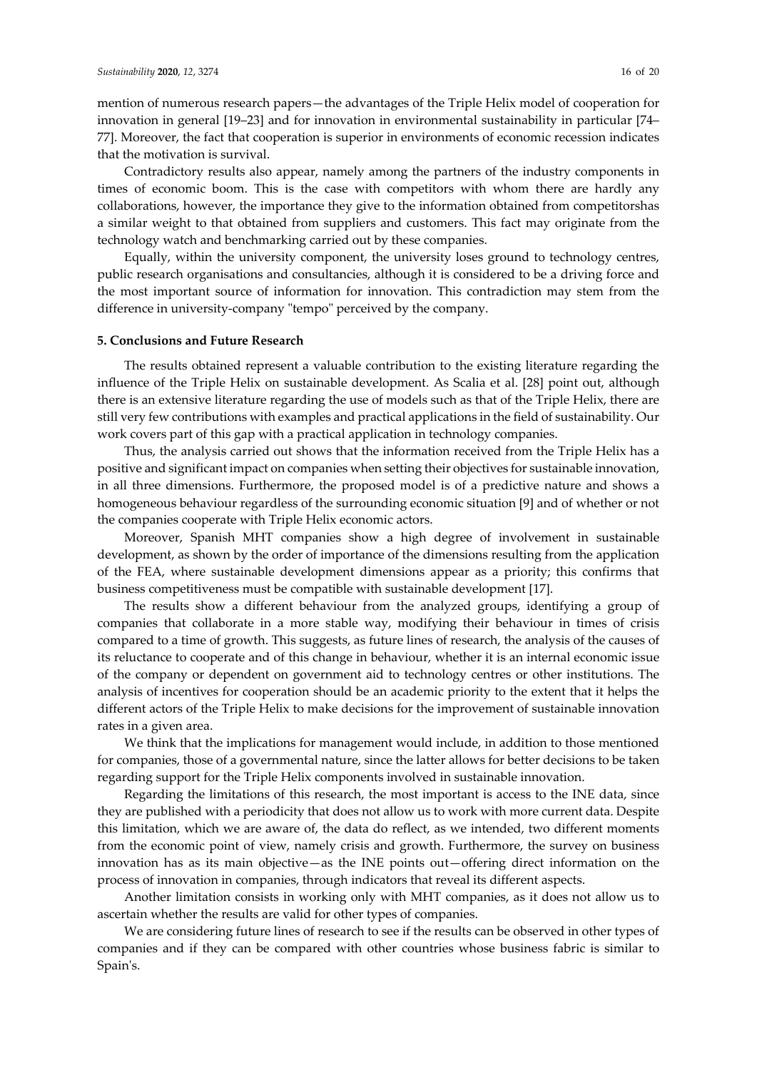mention of numerous research papers—the advantages of the Triple Helix model of cooperation for innovation in general [19–23] and for innovation in environmental sustainability in particular [74–77]. Moreover, the fact that cooperation is superior in environments of economic recession indicates that the motivation is survival.

Contradictory results also appear, namely among the partners of the industry components in times of economic boom. This is the case with competitors with whom there are hardly any collaborations, however, the importance they give to the information obtained from competitorshas a similar weight to that obtained from suppliers and customers. This fact may originate from the technology watch and benchmarking carried out by these companies.

Equally, within the university component, the university loses ground to technology centres, public research organisations and consultancies, although it is considered to be a driving force and the most important source of information for innovation. This contradiction may stem from the difference in university-company "tempo" perceived by the company.

## 5. Conclusions and Future Research

The results obtained represent a valuable contribution to the existing literature regarding the influence of the Triple Helix on sustainable development. As Scalia et al. [28] point out, although there is an extensive literature regarding the use of models such as that of the Triple Helix, there are still very few contributions with examples and practical applications in the field of sustainability. Our work covers part of this gap with a practical application in technology companies.

Thus, the analysis carried out shows that the information received from the Triple Helix has a positive and significant impact on companies when setting their objectives for sustainable innovation, in all three dimensions. Furthermore, the proposed model is of a predictive nature and shows a homogeneous behaviour regardless of the surrounding economic situation [9] and of whether or not the companies cooperate with Triple Helix economic actors.

Moreover, Spanish MHT companies show a high degree of involvement in sustainable development, as shown by the order of importance of the dimensions resulting from the application of the FEA, where sustainable development dimensions appear as a priority; this confirms that business competitiveness must be compatible with sustainable development [17].

The results show a different behaviour from the analyzed groups, identifying a group of companies that collaborate in a more stable way, modifying their behaviour in times of crisis compared to a time of growth. This suggests, as future lines of research, the analysis of the causes of its reluctance to cooperate and of this change in behaviour, whether it is an internal economic issue of the company or dependent on government aid to technology centres or other institutions. The analysis of incentives for cooperation should be an academic priority to the extent that it helps the different actors of the Triple Helix to make decisions for the improvement of sustainable innovation rates in a given area.

We think that the implications for management would include, in addition to those mentioned for companies, those of a governmental nature, since the latter allows for better decisions to be taken regarding support for the Triple Helix components involved in sustainable innovation.

Regarding the limitations of this research, the most important is access to the INE data, since they are published with a periodicity that does not allow us to work with more current data. Despite this limitation, which we are aware of, the data do reflect, as we intended, two different moments from the economic point of view, namely crisis and growth. Furthermore, the survey on business innovation has as its main objective—as the INE points out—offering direct information on the process of innovation in companies, through indicators that reveal its different aspects.

Another limitation consists in working only with MHT companies, as it does not allow us to ascertain whether the results are valid for other types of companies.

We are considering future lines of research to see if the results can be observed in other types of companies and if they can be compared with other countries whose business fabric is similar to Spain's.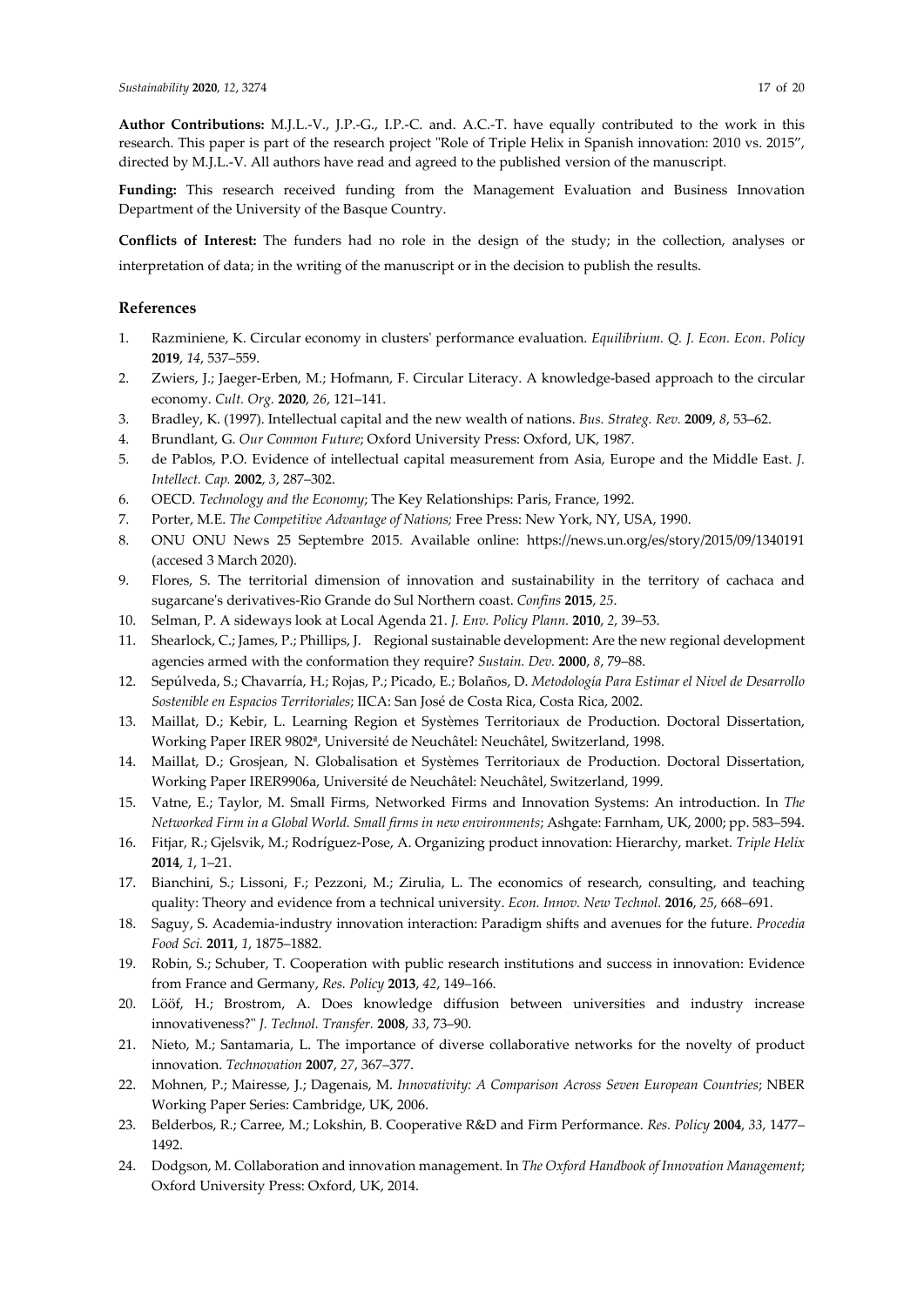**Author Contributions:** M.J.L.-V., J.P.-G., I.P.-C. and. A.C.-T. have equally contributed to the work in this research. This paper is part of the research project "Role of Triple Helix in Spanish innovation: 2010 vs. 2015", directed by M.J.L.-V. All authors have read and agreed to the published version of the manuscript.

**Funding:** This research received funding from the Management Evaluation and Business Innovation Department of the University of the Basque Country.

**Conflicts of Interest:** The funders had no role in the design of the study; in the collection, analyses or interpretation of data; in the writing of the manuscript or in the decision to publish the results.

## References

1. Razminiene, K. Circular economy in clusters' performance evaluation. *Equilibrium. Q. J. Econ. Econ. Policy* **2019**, *14*, 537–559.
2. Zwiers, J.; Jaeger-Erben, M.; Hofmann, F. Circular Literacy. A knowledge-based approach to the circular economy. *Cult. Org.* **2020**, *26*, 121–141.
3. Bradley, K. (1997). Intellectual capital and the new wealth of nations. *Bus. Strateg. Rev.* **2009**, *8*, 53–62.
4. Brundlant, G. *Our Common Future*; Oxford University Press: Oxford, UK, 1987.
5. de Pablos, P.O. Evidence of intellectual capital measurement from Asia, Europe and the Middle East. *J. Intellect. Cap.* **2002**, *3*, 287–302.
6. OECD. *Technology and the Economy*; The Key Relationships: Paris, France, 1992.
7. Porter, M.E. *The Competitive Advantage of Nations;* Free Press: New York, NY, USA, 1990.
8. ONU ONU News 25 Septembre 2015. Available online: https://news.un.org/es/story/2015/09/1340191 (accesed 3 March 2020).
9. Flores, S. The territorial dimension of innovation and sustainability in the territory of cachaca and sugarcane's derivatives-Rio Grande do Sul Northern coast. *Confins* **2015**, *25*.
10. Selman, P. A sideways look at Local Agenda 21. *J. Env. Policy Plann.* **2010**, *2*, 39–53.
11. Shearlock, C.; James, P.; Phillips, J. Regional sustainable development: Are the new regional development agencies armed with the conformation they require? *Sustain. Dev.* **2000**, *8*, 79–88.
12. Sepúlveda, S.; Chavarría, H.; Rojas, P.; Picado, E.; Bolaños, D. *Metodología Para Estimar el Nivel de Desarrollo Sostenible en Espacios Territoriales*; IICA: San José de Costa Rica, Costa Rica, 2002.
13. Maillat, D.; Kebir, L. Learning Region et Systèmes Territoriaux de Production. Doctoral Dissertation, Working Paper IRER 9802ª, Université de Neuchâtel: Neuchâtel, Switzerland, 1998.
14. Maillat, D.; Grosjean, N. Globalisation et Systèmes Territoriaux de Production. Doctoral Dissertation, Working Paper IRER9906a, Université de Neuchâtel: Neuchâtel, Switzerland, 1999.
15. Vatne, E.; Taylor, M. Small Firms, Networked Firms and Innovation Systems: An introduction. In *The Networked Firm in a Global World. Small firms in new environments*; Ashgate: Farnham, UK, 2000; pp. 583–594.
16. Fitjar, R.; Gjelsvik, M.; Rodríguez-Pose, A. Organizing product innovation: Hierarchy, market. *Triple Helix* **2014**, *1*, 1–21.
17. Bianchini, S.; Lissoni, F.; Pezzoni, M.; Zirulia, L. The economics of research, consulting, and teaching quality: Theory and evidence from a technical university. *Econ. Innov. New Technol.* **2016**, *25*, 668–691.
18. Saguy, S. Academia-industry innovation interaction: Paradigm shifts and avenues for the future. *Procedia Food Sci.* **2011**, *1*, 1875–1882.
19. Robin, S.; Schuber, T. Cooperation with public research institutions and success in innovation: Evidence from France and Germany, *Res. Policy* **2013**, *42*, 149–166.
20. Lööf, H.; Brostrom, A. Does knowledge diffusion between universities and industry increase innovativeness?" *J. Technol. Transfer.* **2008**, *33*, 73–90.
21. Nieto, M.; Santamaria, L. The importance of diverse collaborative networks for the novelty of product innovation. *Technovation* **2007**, *27*, 367–377.
22. Mohnen, P.; Mairesse, J.; Dagenais, M. *Innovativity: A Comparison Across Seven European Countries*; NBER Working Paper Series: Cambridge, UK, 2006.
23. Belderbos, R.; Carree, M.; Lokshin, B. Cooperative R&D and Firm Performance. *Res. Policy* **2004**, *33*, 1477–1492.
24. Dodgson, M. Collaboration and innovation management. In *The Oxford Handbook of Innovation Management*; Oxford University Press: Oxford, UK, 2014.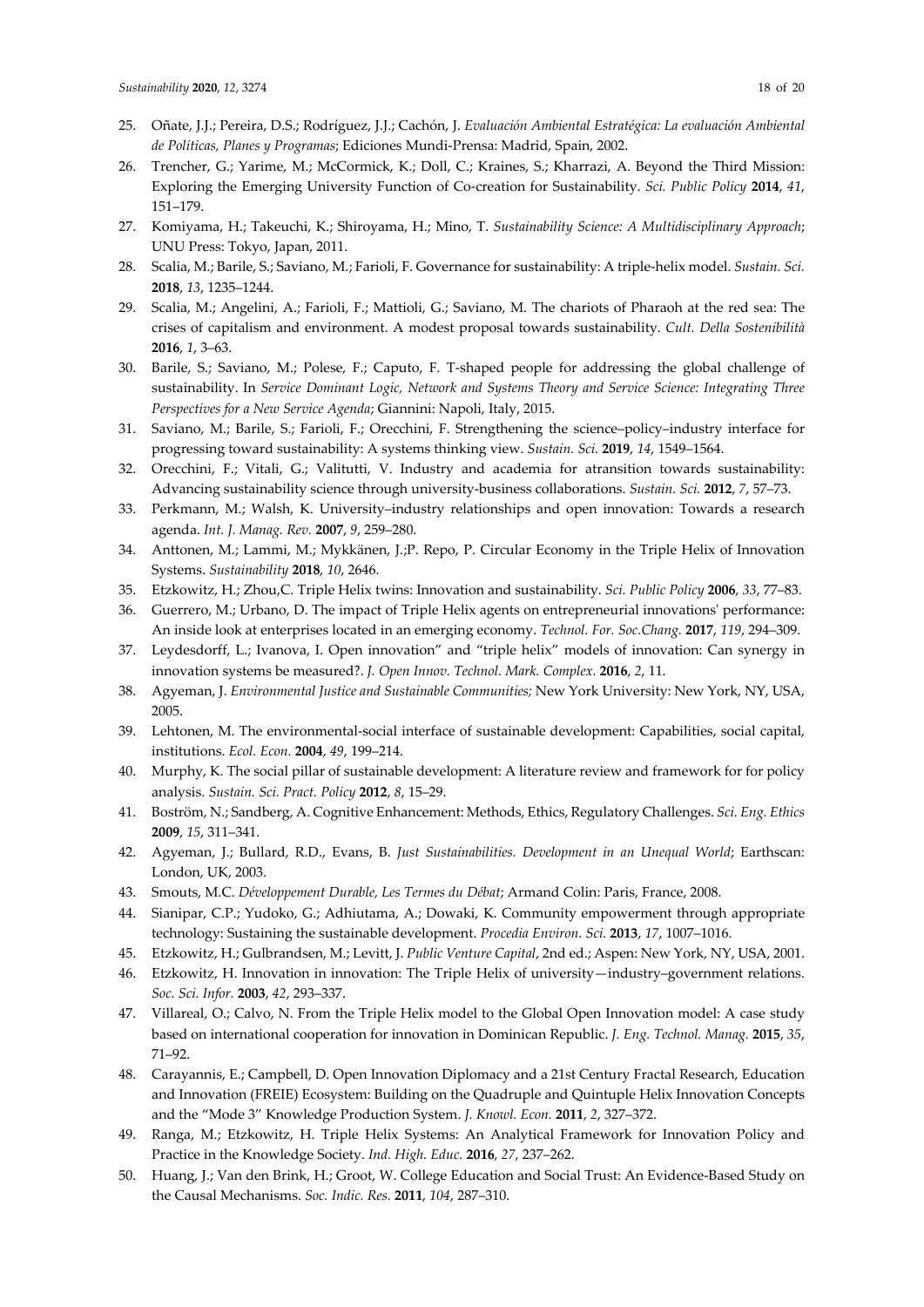25. Oñate, J.J.; Pereira, D.S.; Rodríguez, J.J.; Cachón, J. *Evaluación Ambiental Estratégica: La evaluación Ambiental de Políticas, Planes y Programas*; Ediciones Mundi-Prensa: Madrid, Spain, 2002.
26. Trencher, G.; Yarime, M.; McCormick, K.; Doll, C.; Kraines, S.; Kharrazi, A. Beyond the Third Mission: Exploring the Emerging University Function of Co-creation for Sustainability. *Sci. Public Policy* **2014**, *41*, 151–179.
27. Komiyama, H.; Takeuchi, K.; Shiroyama, H.; Mino, T. *Sustainability Science: A Multidisciplinary Approach*; UNU Press: Tokyo, Japan, 2011.
28. Scalia, M.; Barile, S.; Saviano, M.; Farioli, F. Governance for sustainability: A triple-helix model. *Sustain. Sci.* **2018**, *13*, 1235–1244.
29. Scalia, M.; Angelini, A.; Farioli, F.; Mattioli, G.; Saviano, M. The chariots of Pharaoh at the red sea: The crises of capitalism and environment. A modest proposal towards sustainability. *Cult. Della Sostenibilità* **2016**, *1*, 3–63.
30. Barile, S.; Saviano, M.; Polese, F.; Caputo, F. T-shaped people for addressing the global challenge of sustainability. In *Service Dominant Logic, Network and Systems Theory and Service Science: Integrating Three Perspectives for a New Service Agenda*; Giannini: Napoli, Italy, 2015.
31. Saviano, M.; Barile, S.; Farioli, F.; Orecchini, F. Strengthening the science–policy–industry interface for progressing toward sustainability: A systems thinking view. *Sustain. Sci.* **2019**, *14*, 1549–1564.
32. Orecchini, F.; Vitali, G.; Valitutti, V. Industry and academia for atransition towards sustainability: Advancing sustainability science through university-business collaborations. *Sustain. Sci.* **2012**, *7*, 57–73.
33. Perkmann, M.; Walsh, K. University–industry relationships and open innovation: Towards a research agenda. *Int. J. Manag. Rev.* **2007**, *9*, 259–280.
34. Anttonen, M.; Lammi, M.; Mykkänen, J.;P. Repo, P. Circular Economy in the Triple Helix of Innovation Systems. *Sustainability* **2018**, *10*, 2646.
35. Etzkowitz, H.; Zhou,C. Triple Helix twins: Innovation and sustainability. *Sci. Public Policy* **2006**, *33*, 77–83.
36. Guerrero, M.; Urbano, D. The impact of Triple Helix agents on entrepreneurial innovations' performance: An inside look at enterprises located in an emerging economy. *Technol. For. Soc.Chang.* **2017**, *119*, 294–309.
37. Leydesdorff, L.; Ivanova, I. Open innovation" and "triple helix" models of innovation: Can synergy in innovation systems be measured?. *J. Open Innov. Technol. Mark. Complex.* **2016**, *2*, 11.
38. Agyeman, J. *Environmental Justice and Sustainable Communities;* New York University: New York, NY, USA, 2005.
39. Lehtonen, M. The environmental-social interface of sustainable development: Capabilities, social capital, institutions. *Ecol. Econ.* **2004**, *49*, 199–214.
40. Murphy, K. The social pillar of sustainable development: A literature review and framework for for policy analysis. *Sustain. Sci. Pract. Policy* **2012**, *8*, 15–29.
41. Boström, N.; Sandberg, A. Cognitive Enhancement: Methods, Ethics, Regulatory Challenges. *Sci. Eng. Ethics* **2009**, *15*, 311–341.
42. Agyeman, J.; Bullard, R.D., Evans, B. *Just Sustainabilities. Development in an Unequal World*; Earthscan: London, UK, 2003.
43. Smouts, M.C. *Développement Durable, Les Termes du Débat*; Armand Colin: Paris, France, 2008.
44. Sianipar, C.P.; Yudoko, G.; Adhiutama, A.; Dowaki, K. Community empowerment through appropriate technology: Sustaining the sustainable development. *Procedia Environ. Sci.* **2013**, *17*, 1007–1016.
45. Etzkowitz, H.; Gulbrandsen, M.; Levitt, J. *Public Venture Capital*, 2nd ed.; Aspen: New York, NY, USA, 2001.
46. Etzkowitz, H. Innovation in innovation: The Triple Helix of university—industry–government relations. *Soc. Sci. Infor.* **2003**, *42*, 293–337.
47. Villareal, O.; Calvo, N. From the Triple Helix model to the Global Open Innovation model: A case study based on international cooperation for innovation in Dominican Republic. *J. Eng. Technol. Manag.* **2015**, *35*, 71–92.
48. Carayannis, E.; Campbell, D. Open Innovation Diplomacy and a 21st Century Fractal Research, Education and Innovation (FREIE) Ecosystem: Building on the Quadruple and Quintuple Helix Innovation Concepts and the "Mode 3" Knowledge Production System. *J. Knowl. Econ.* **2011**, *2*, 327–372.
49. Ranga, M.; Etzkowitz, H. Triple Helix Systems: An Analytical Framework for Innovation Policy and Practice in the Knowledge Society. *Ind. High. Educ.* **2016**, *27*, 237–262.
50. Huang, J.; Van den Brink, H.; Groot, W. College Education and Social Trust: An Evidence-Based Study on the Causal Mechanisms. *Soc. Indic. Res.* **2011**, *104*, 287–310.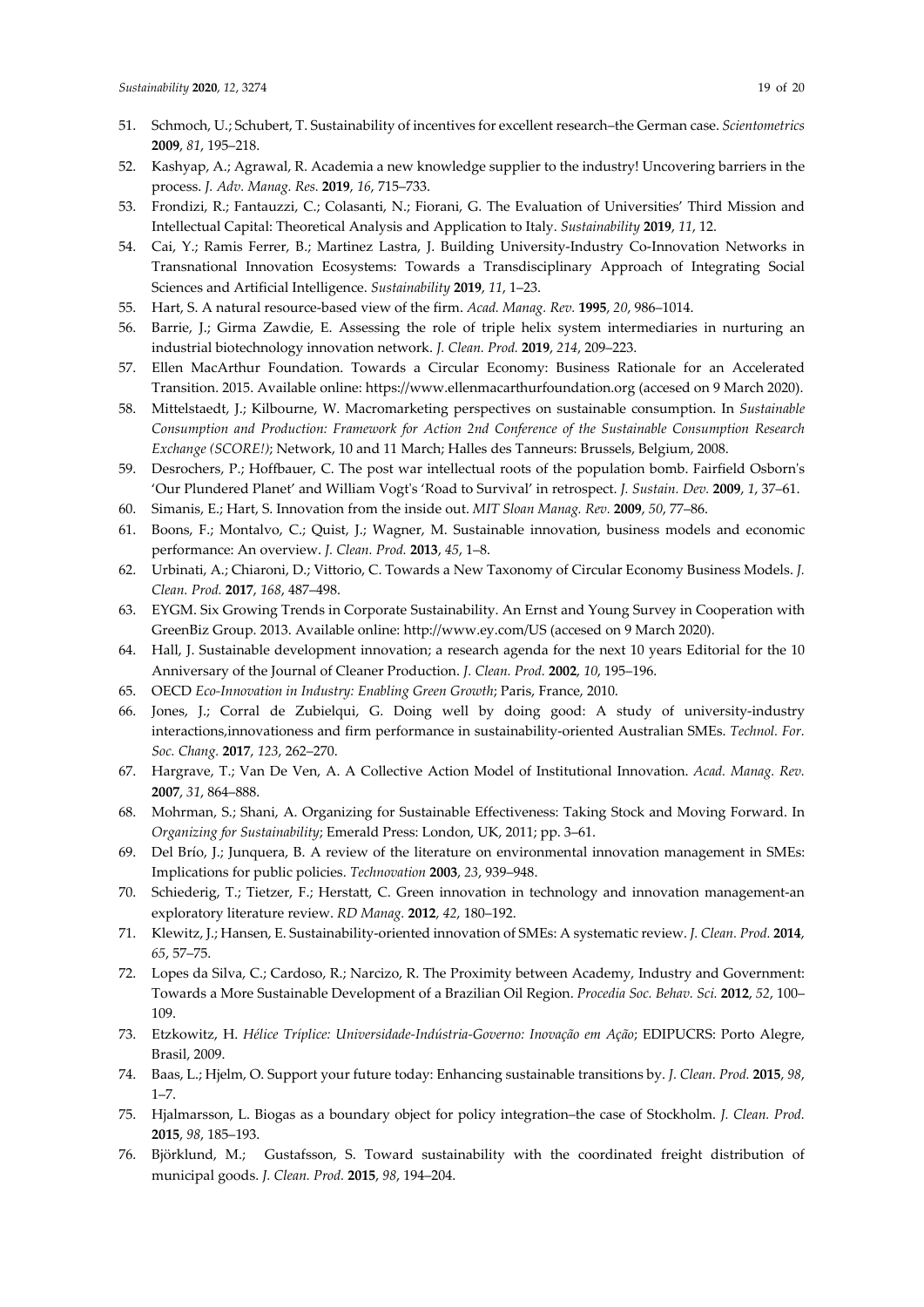51. Schmoch, U.; Schubert, T. Sustainability of incentives for excellent research–the German case. *Scientometrics* **2009**, *81*, 195–218.
52. Kashyap, A.; Agrawal, R. Academia a new knowledge supplier to the industry! Uncovering barriers in the process. *J. Adv. Manag. Res.* **2019**, *16*, 715–733.
53. Frondizi, R.; Fantauzzi, C.; Colasanti, N.; Fiorani, G. The Evaluation of Universities' Third Mission and Intellectual Capital: Theoretical Analysis and Application to Italy. *Sustainability* **2019**, *11*, 12.
54. Cai, Y.; Ramis Ferrer, B.; Martinez Lastra, J. Building University-Industry Co-Innovation Networks in Transnational Innovation Ecosystems: Towards a Transdisciplinary Approach of Integrating Social Sciences and Artificial Intelligence. *Sustainability* **2019**, *11*, 1–23.
55. Hart, S. A natural resource-based view of the firm. *Acad. Manag. Rev.* **1995**, *20*, 986–1014.
56. Barrie, J.; Girma Zawdie, E. Assessing the role of triple helix system intermediaries in nurturing an industrial biotechnology innovation network. *J. Clean. Prod.* **2019**, *214*, 209–223.
57. Ellen MacArthur Foundation. Towards a Circular Economy: Business Rationale for an Accelerated Transition. 2015. Available online: https://www.ellenmacarthurfoundation.org (accesed on 9 March 2020).
58. Mittelstaedt, J.; Kilbourne, W. Macromarketing perspectives on sustainable consumption. In *Sustainable Consumption and Production: Framework for Action 2nd Conference of the Sustainable Consumption Research Exchange (SCORE!)*; Network, 10 and 11 March; Halles des Tanneurs: Brussels, Belgium, 2008.
59. Desrochers, P.; Hoffbauer, C. The post war intellectual roots of the population bomb. Fairfield Osborn's 'Our Plundered Planet' and William Vogt's 'Road to Survival' in retrospect. *J. Sustain. Dev.* **2009**, *1*, 37–61.
60. Simanis, E.; Hart, S. Innovation from the inside out. *MIT Sloan Manag. Rev.* **2009**, *50*, 77–86.
61. Boons, F.; Montalvo, C.; Quist, J.; Wagner, M. Sustainable innovation, business models and economic performance: An overview. *J. Clean. Prod.* **2013**, *45*, 1–8.
62. Urbinati, A.; Chiaroni, D.; Vittorio, C. Towards a New Taxonomy of Circular Economy Business Models. *J. Clean. Prod.* **2017**, *168*, 487–498.
63. EYGM. Six Growing Trends in Corporate Sustainability. An Ernst and Young Survey in Cooperation with GreenBiz Group. 2013. Available online: http://www.ey.com/US (accesed on 9 March 2020).
64. Hall, J. Sustainable development innovation; a research agenda for the next 10 years Editorial for the 10 Anniversary of the Journal of Cleaner Production. *J. Clean. Prod.* **2002**, *10*, 195–196.
65. OECD *Eco-Innovation in Industry: Enabling Green Growth*; Paris, France, 2010.
66. Jones, J.; Corral de Zubielqui, G. Doing well by doing good: A study of university-industry interactions,innovationess and firm performance in sustainability-oriented Australian SMEs. *Technol. For. Soc. Chang.* **2017**, *123*, 262–270.
67. Hargrave, T.; Van De Ven, A. A Collective Action Model of Institutional Innovation. *Acad. Manag. Rev.* **2007**, *31*, 864–888.
68. Mohrman, S.; Shani, A. Organizing for Sustainable Effectiveness: Taking Stock and Moving Forward. In *Organizing for Sustainability*; Emerald Press: London, UK, 2011; pp. 3–61.
69. Del Brío, J.; Junquera, B. A review of the literature on environmental innovation management in SMEs: Implications for public policies. *Technovation* **2003**, *23*, 939–948.
70. Schiederig, T.; Tietzer, F.; Herstatt, C. Green innovation in technology and innovation management-an exploratory literature review. *RD Manag.* **2012**, *42*, 180–192.
71. Klewitz, J.; Hansen, E. Sustainability-oriented innovation of SMEs: A systematic review. *J. Clean. Prod.* **2014**, *65*, 57–75.
72. Lopes da Silva, C.; Cardoso, R.; Narcizo, R. The Proximity between Academy, Industry and Government: Towards a More Sustainable Development of a Brazilian Oil Region. *Procedia Soc. Behav. Sci.* **2012**, *52*, 100–109.
73. Etzkowitz, H. *Hélice Tríplice: Universidade-Indústria-Governo: Inovação em Ação*; EDIPUCRS: Porto Alegre, Brasil, 2009.
74. Baas, L.; Hjelm, O. Support your future today: Enhancing sustainable transitions by. *J. Clean. Prod.* **2015**, *98*, 1–7.
75. Hjalmarsson, L. Biogas as a boundary object for policy integration–the case of Stockholm. *J. Clean. Prod.* **2015**, *98*, 185–193.
76. Björklund, M.; Gustafsson, S. Toward sustainability with the coordinated freight distribution of municipal goods. *J. Clean. Prod.* **2015**, *98*, 194–204.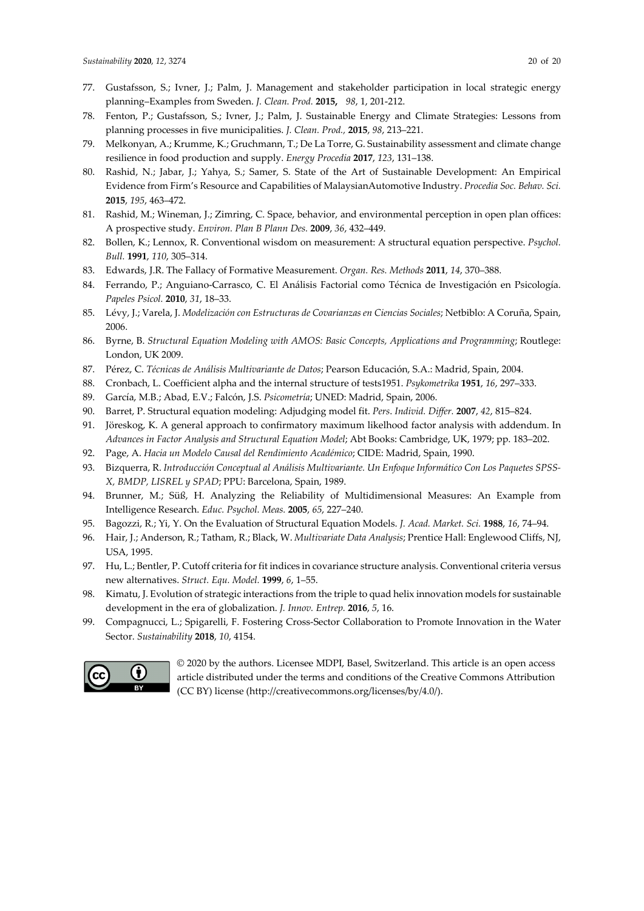77. Gustafsson, S.; Ivner, J.; Palm, J. Management and stakeholder participation in local strategic energy planning–Examples from Sweden. *J. Clean. Prod.* **2015**, *98*, 1, 201-212.
78. Fenton, P.; Gustafsson, S.; Ivner, J.; Palm, J. Sustainable Energy and Climate Strategies: Lessons from planning processes in five municipalities. *J. Clean. Prod.,* **2015**, *98*, 213–221.
79. Melkonyan, A.; Krumme, K.; Gruchmann, T.; De La Torre, G. Sustainability assessment and climate change resilience in food production and supply. *Energy Procedia* **2017**, *123*, 131–138.
80. Rashid, N.; Jabar, J.; Yahya, S.; Samer, S. State of the Art of Sustainable Development: An Empirical Evidence from Firm's Resource and Capabilities of MalaysianAutomotive Industry. *Procedia Soc. Behav. Sci.* **2015**, *195*, 463–472.
81. Rashid, M.; Wineman, J.; Zimring, C. Space, behavior, and environmental perception in open plan offices: A prospective study. *Environ. Plan B Plann Des.* **2009**, *36*, 432–449.
82. Bollen, K.; Lennox, R. Conventional wisdom on measurement: A structural equation perspective. *Psychol. Bull.* **1991**, *110*, 305–314.
83. Edwards, J.R. The Fallacy of Formative Measurement. *Organ. Res. Methods* **2011**, *14*, 370–388.
84. Ferrando, P.; Anguiano-Carrasco, C. El Análisis Factorial como Técnica de Investigación en Psicología. *Papeles Psicol.* **2010**, *31*, 18–33.
85. Lévy, J.; Varela, J. *Modelización con Estructuras de Covarianzas en Ciencias Sociales*; Netbiblo: A Coruña, Spain, 2006.
86. Byrne, B. *Structural Equation Modeling with AMOS: Basic Concepts, Applications and Programming*; Routlege: London, UK 2009.
87. Pérez, C. *Técnicas de Análisis Multivariante de Datos*; Pearson Educación, S.A.: Madrid, Spain, 2004.
88. Cronbach, L. Coefficient alpha and the internal structure of tests1951. *Psykometrika* **1951**, *16*, 297–333.
89. García, M.B.; Abad, E.V.; Falcón, J.S. *Psicometría*; UNED: Madrid, Spain, 2006.
90. Barret, P. Structural equation modeling: Adjudging model fit. *Pers. Individ. Differ.* **2007**, *42*, 815–824.
91. Jöreskog, K. A general approach to confirmatory maximum likelhood factor analysis with addendum. In *Advances in Factor Analysis and Structural Equation Model*; Abt Books: Cambridge, UK, 1979; pp. 183–202.
92. Page, A. *Hacia un Modelo Causal del Rendimiento Académico*; CIDE: Madrid, Spain, 1990.
93. Bizquerra, R. *Introducción Conceptual al Análisis Multivariante. Un Enfoque Informático Con Los Paquetes SPSS-X, BMDP, LISREL y SPAD*; PPU: Barcelona, Spain, 1989.
94. Brunner, M.; Süß, H. Analyzing the Reliability of Multidimensional Measures: An Example from Intelligence Research. *Educ. Psychol. Meas.* **2005**, *65*, 227–240.
95. Bagozzi, R.; Yi, Y. On the Evaluation of Structural Equation Models. *J. Acad. Market. Sci.* **1988**, *16*, 74–94.
96. Hair, J.; Anderson, R.; Tatham, R.; Black, W. *Multivariate Data Analysis*; Prentice Hall: Englewood Cliffs, NJ, USA, 1995.
97. Hu, L.; Bentler, P. Cutoff criteria for fit indices in covariance structure analysis. Conventional criteria versus new alternatives. *Struct. Equ. Model.* **1999**, *6*, 1–55.
98. Kimatu, J. Evolution of strategic interactions from the triple to quad helix innovation models for sustainable development in the era of globalization. *J. Innov. Entrep.* **2016**, *5*, 16.
99. Compagnucci, L.; Spigarelli, F. Fostering Cross-Sector Collaboration to Promote Innovation in the Water Sector. *Sustainability* **2018**, *10*, 4154.

© 2020 by the authors. Licensee MDPI, Basel, Switzerland. This article is an open access article distributed under the terms and conditions of the Creative Commons Attribution (CC BY) license (http://creativecommons.org/licenses/by/4.0/).